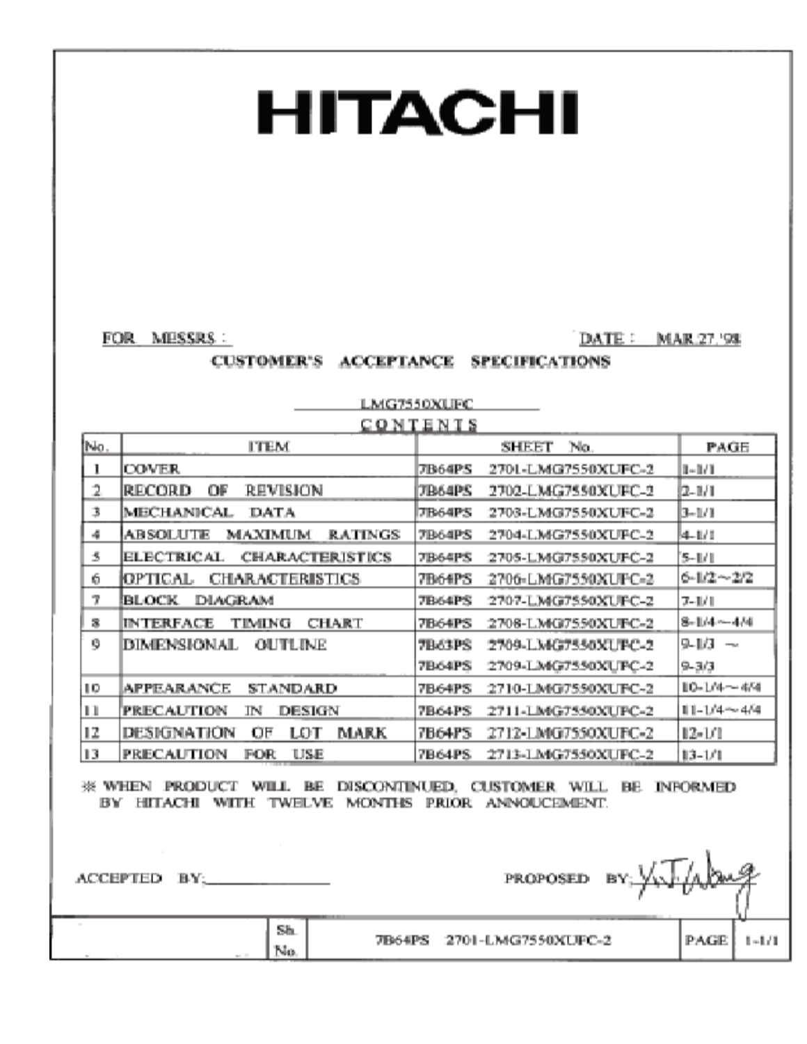# HITACHI

FOR MESSRS :　　　　　　　　　　　　　　　　　　DATE : MAR.27.'98

## CUSTOMER'S ACCEPTANCE SPECIFICATIONS

LMG7550XUFC

**CONTENTS**

| No. | ITEM | SHEET No. | PAGE |
|---|---|---|---|
| 1 | COVER | 7B64PS 2701-LMG7550XUFC-2 | 1-1/1 |
| 2 | RECORD OF REVISION | 7B64PS 2702-LMG7550XUFC-2 | 2-1/1 |
| 3 | MECHANICAL DATA | 7B64PS 2703-LMG7550XUFC-2 | 3-1/1 |
| 4 | ABSOLUTE MAXIMUM RATINGS | 7B64PS 2704-LMG7550XUFC-2 | 4-1/1 |
| 5 | ELECTRICAL CHARACTERISTICS | 7B64PS 2705-LMG7550XUFC-2 | 5-1/1 |
| 6 | OPTICAL CHARACTERISTICS | 7B64PS 2706-LMG7550XUFC-2 | 6-1/2～2/2 |
| 7 | BLOCK DIAGRAM | 7B64PS 2707-LMG7550XUFC-2 | 7-1/1 |
| 8 | INTERFACE TIMING CHART | 7B64PS 2708-LMG7550XUFC-2 | 8-1/4～4/4 |
| 9 | DIMENSIONAL OUTLINE | 7B63PS 2709-LMG7550XUFC-2<br>7B64PS 2709-LMG7550XUFC-2 | 9-1/3 ～<br>9-3/3 |
| 10 | APPEARANCE STANDARD | 7B64PS 2710-LMG7550XUFC-2 | 10-1/4～4/4 |
| 11 | PRECAUTION IN DESIGN | 7B64PS 2711-LMG7550XUFC-2 | 11-1/4～4/4 |
| 12 | DESIGNATION OF LOT MARK | 7B64PS 2712-LMG7550XUFC-2 | 12-1/1 |
| 13 | PRECAUTION FOR USE | 7B64PS 2713-LMG7550XUFC-2 | 13-1/1 |

※ WHEN PRODUCT WILL BE DISCONTINUED, CUSTOMER WILL BE INFORMED BY HITACHI WITH TWELVE MONTHS PRIOR ANNOUCEMENT.

ACCEPTED BY:\_\_\_\_\_\_\_\_\_\_\_\_\_\_　　　　　　　　PROPOSED BY: Y.J. Wang

| Sh. No. | 7B64PS 2701-LMG7550XUFC-2 | PAGE | 1-1/1 |
|---|---|---|---|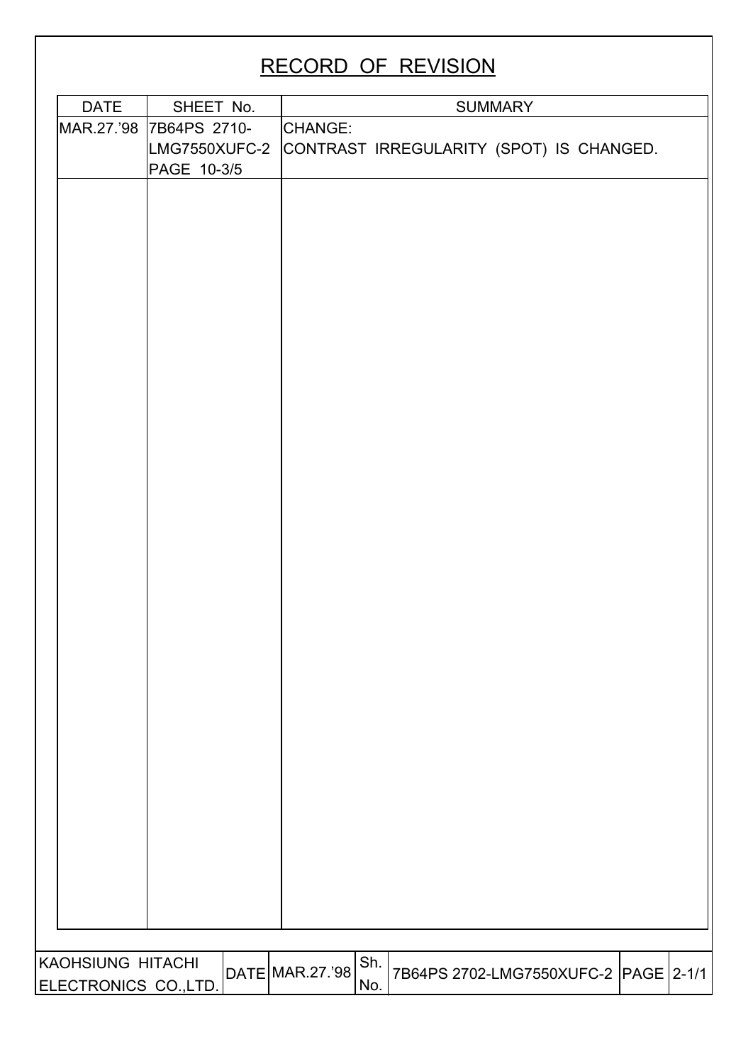# RECORD OF REVISION

| DATE | SHEET No. | SUMMARY |
|---|---|---|
| MAR.27.'98 | 7B64PS 2710-LMG7550XUFC-2 PAGE 10-3/5 | CHANGE: CONTRAST IRREGULARITY (SPOT) IS CHANGED. |

| KAOHSIUNG HITACHI ELECTRONICS CO.,LTD. | DATE | MAR.27.'98 | Sh. No. | 7B64PS 2702-LMG7550XUFC-2 | PAGE | 2-1/1 |
|---|---|---|---|---|---|---|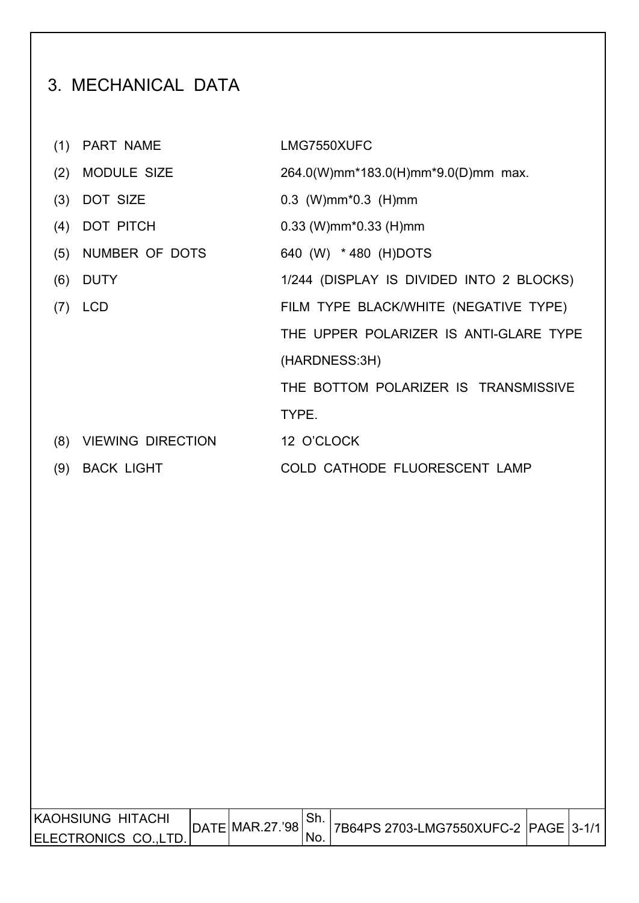# 3. MECHANICAL DATA

| | | |
|---|---|---|
| (1) | PART NAME | LMG7550XUFC |
| (2) | MODULE SIZE | 264.0(W)mm*183.0(H)mm*9.0(D)mm max. |
| (3) | DOT SIZE | 0.3 (W)mm*0.3 (H)mm |
| (4) | DOT PITCH | 0.33 (W)mm*0.33 (H)mm |
| (5) | NUMBER OF DOTS | 640 (W) * 480 (H)DOTS |
| (6) | DUTY | 1/244 (DISPLAY IS DIVIDED INTO 2 BLOCKS) |
| (7) | LCD | FILM TYPE BLACK/WHITE (NEGATIVE TYPE)<br>THE UPPER POLARIZER IS ANTI-GLARE TYPE (HARDNESS:3H)<br>THE BOTTOM POLARIZER IS TRANSMISSIVE TYPE. |
| (8) | VIEWING DIRECTION | 12 O'CLOCK |
| (9) | BACK LIGHT | COLD CATHODE FLUORESCENT LAMP |

| KAOHSIUNG HITACHI ELECTRONICS CO.,LTD. | DATE | MAR.27.'98 | Sh. No. | 7B64PS 2703-LMG7550XUFC-2 | PAGE | 3-1/1 |
|---|---|---|---|---|---|---|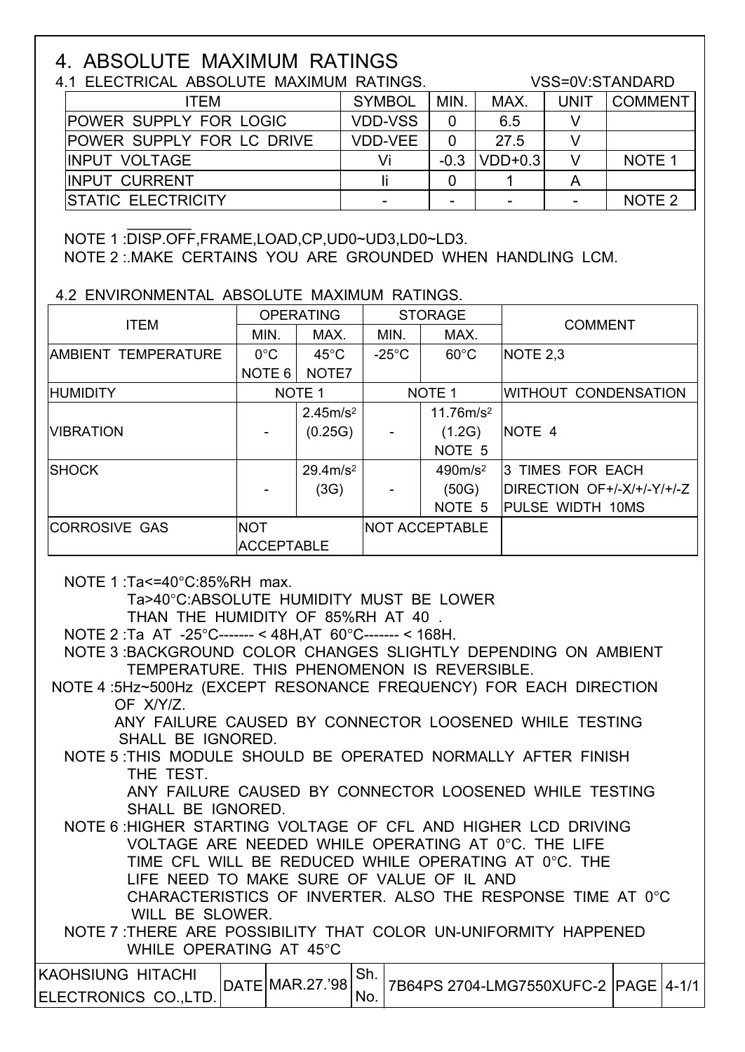# 4. ABSOLUTE MAXIMUM RATINGS

## 4.1 ELECTRICAL ABSOLUTE MAXIMUM RATINGS.

VSS=0V:STANDARD

| ITEM | SYMBOL | MIN. | MAX. | UNIT | COMMENT |
|---|---|---|---|---|---|
| POWER SUPPLY FOR LOGIC | VDD-VSS | 0 | 6.5 | V | |
| POWER SUPPLY FOR LC DRIVE | VDD-VEE | 0 | 27.5 | V | |
| INPUT VOLTAGE | Vi | -0.3 | VDD+0.3 | V | NOTE 1 |
| INPUT CURRENT | Ii | 0 | 1 | A | |
| STATIC ELECTRICITY | - | - | - | - | NOTE 2 |

NOTE 1 :$\overline{\text{DISP.OFF}}$,FRAME,LOAD,CP,UD0~UD3,LD0~LD3.

NOTE 2 :.MAKE CERTAINS YOU ARE GROUNDED WHEN HANDLING LCM.

## 4.2 ENVIRONMENTAL ABSOLUTE MAXIMUM RATINGS.

| ITEM | OPERATING | | STORAGE | | COMMENT |
|---|---|---|---|---|---|
| | MIN. | MAX. | MIN. | MAX. | |
| AMBIENT TEMPERATURE | 0°C NOTE 6 | 45°C NOTE7 | -25°C | 60°C | NOTE 2,3 |
| HUMIDITY | NOTE 1 | | NOTE 1 | | WITHOUT CONDENSATION |
| VIBRATION | - | $2.45m/s^2$ (0.25G) | - | $11.76m/s^2$ (1.2G) NOTE 5 | NOTE 4 |
| SHOCK | - | $29.4m/s^2$ (3G) | - | $490m/s^2$ (50G) NOTE 5 | 3 TIMES FOR EACH DIRECTION OF+/-X/+/-Y/+/-Z PULSE WIDTH 10MS |
| CORROSIVE GAS | NOT ACCEPTABLE | | NOT ACCEPTABLE | | |

NOTE 1 :Ta<=40°C:85%RH max.
Ta>40°C:ABSOLUTE HUMIDITY MUST BE LOWER THAN THE HUMIDITY OF 85%RH AT 40 .

NOTE 2 :Ta AT -25°C------- < 48H,AT 60°C------- < 168H.

NOTE 3 :BACKGROUND COLOR CHANGES SLIGHTLY DEPENDING ON AMBIENT TEMPERATURE. THIS PHENOMENON IS REVERSIBLE.

NOTE 4 :5Hz~500Hz (EXCEPT RESONANCE FREQUENCY) FOR EACH DIRECTION OF X/Y/Z.
ANY FAILURE CAUSED BY CONNECTOR LOOSENED WHILE TESTING SHALL BE IGNORED.

NOTE 5 :THIS MODULE SHOULD BE OPERATED NORMALLY AFTER FINISH THE TEST.
ANY FAILURE CAUSED BY CONNECTOR LOOSENED WHILE TESTING SHALL BE IGNORED.

NOTE 6 :HIGHER STARTING VOLTAGE OF CFL AND HIGHER LCD DRIVING VOLTAGE ARE NEEDED WHILE OPERATING AT 0°C. THE LIFE TIME CFL WILL BE REDUCED WHILE OPERATING AT 0°C. THE LIFE NEED TO MAKE SURE OF VALUE OF IL AND CHARACTERISTICS OF INVERTER. ALSO THE RESPONSE TIME AT 0°C WILL BE SLOWER.

NOTE 7 :THERE ARE POSSIBILITY THAT COLOR UN-UNIFORMITY HAPPENED WHILE OPERATING AT 45°C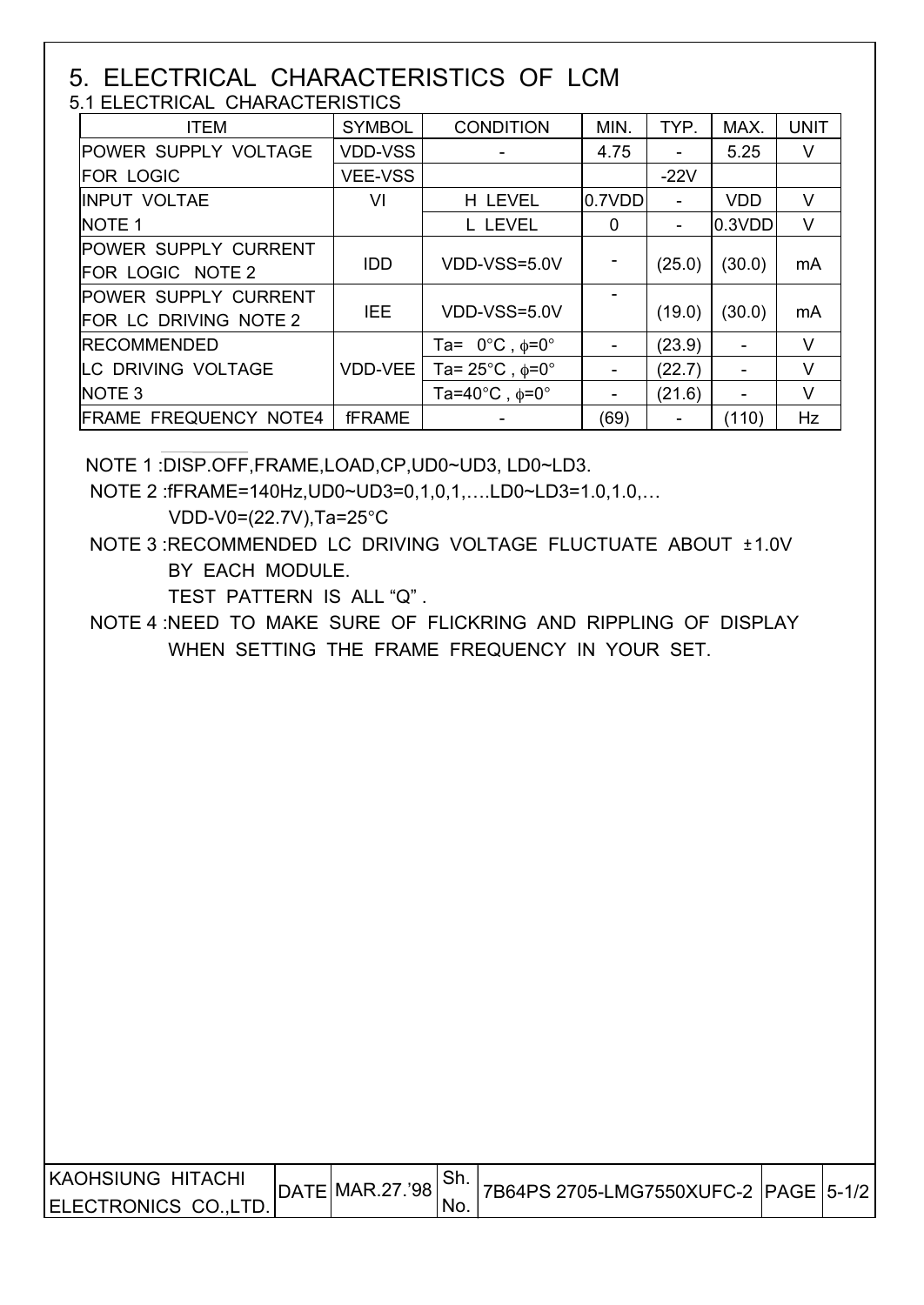# 5. ELECTRICAL CHARACTERISTICS OF LCM

## 5.1 ELECTRICAL CHARACTERISTICS

| ITEM | SYMBOL | CONDITION | MIN. | TYP. | MAX. | UNIT |
|---|---|---|---|---|---|---|
| POWER SUPPLY VOLTAGE | VDD-VSS | - | 4.75 | - | 5.25 | V |
| FOR LOGIC | VEE-VSS | | | -22V | | |
| INPUT VOLTAE | VI | H LEVEL | 0.7VDD | - | VDD | V |
| NOTE 1 | | L LEVEL | 0 | - | 0.3VDD | V |
| POWER SUPPLY CURRENT FOR LOGIC NOTE 2 | IDD | VDD-VSS=5.0V | - | (25.0) | (30.0) | mA |
| POWER SUPPLY CURRENT FOR LC DRIVING NOTE 2 | IEE | VDD-VSS=5.0V | - | (19.0) | (30.0) | mA |
| RECOMMENDED | | Ta= 0°C , φ=0° | - | (23.9) | - | V |
| LC DRIVING VOLTAGE | VDD-VEE | Ta= 25°C , φ=0° | - | (22.7) | - | V |
| NOTE 3 | | Ta=40°C , φ=0° | - | (21.6) | - | V |
| FRAME FREQUENCY NOTE4 | fFRAME | - | (69) | - | (110) | Hz |

NOTE 1 :DISP.OFF,FRAME,LOAD,CP,UD0~UD3, LD0~LD3.

NOTE 2 :fFRAME=140Hz,UD0~UD3=0,1,0,1,….LD0~LD3=1.0,1.0,…
VDD-V0=(22.7V),Ta=25°C

NOTE 3 :RECOMMENDED LC DRIVING VOLTAGE FLUCTUATE ABOUT ±1.0V BY EACH MODULE.
TEST PATTERN IS ALL "Q" .

NOTE 4 :NEED TO MAKE SURE OF FLICKRING AND RIPPLING OF DISPLAY WHEN SETTING THE FRAME FREQUENCY IN YOUR SET.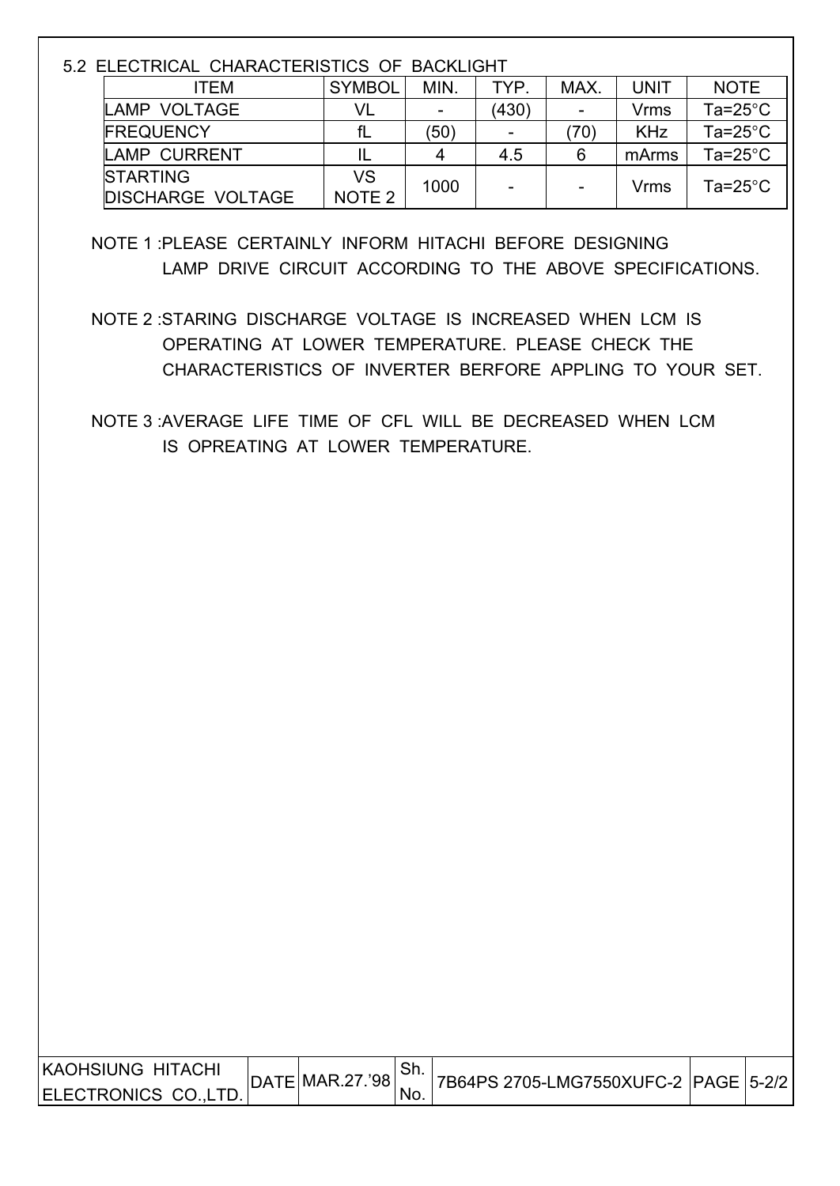## 5.2 ELECTRICAL CHARACTERISTICS OF BACKLIGHT

| ITEM | SYMBOL | MIN. | TYP. | MAX. | UNIT | NOTE |
|---|---|---|---|---|---|---|
| LAMP VOLTAGE | VL | - | (430) | - | Vrms | Ta=25°C |
| FREQUENCY | fL | (50) | - | (70) | KHz | Ta=25°C |
| LAMP CURRENT | IL | 4 | 4.5 | 6 | mArms | Ta=25°C |
| STARTING DISCHARGE VOLTAGE | VS NOTE 2 | 1000 | - | - | Vrms | Ta=25°C |

NOTE 1 :PLEASE CERTAINLY INFORM HITACHI BEFORE DESIGNING LAMP DRIVE CIRCUIT ACCORDING TO THE ABOVE SPECIFICATIONS.

NOTE 2 :STARING DISCHARGE VOLTAGE IS INCREASED WHEN LCM IS OPERATING AT LOWER TEMPERATURE. PLEASE CHECK THE CHARACTERISTICS OF INVERTER BERFORE APPLING TO YOUR SET.

NOTE 3 :AVERAGE LIFE TIME OF CFL WILL BE DECREASED WHEN LCM IS OPREATING AT LOWER TEMPERATURE.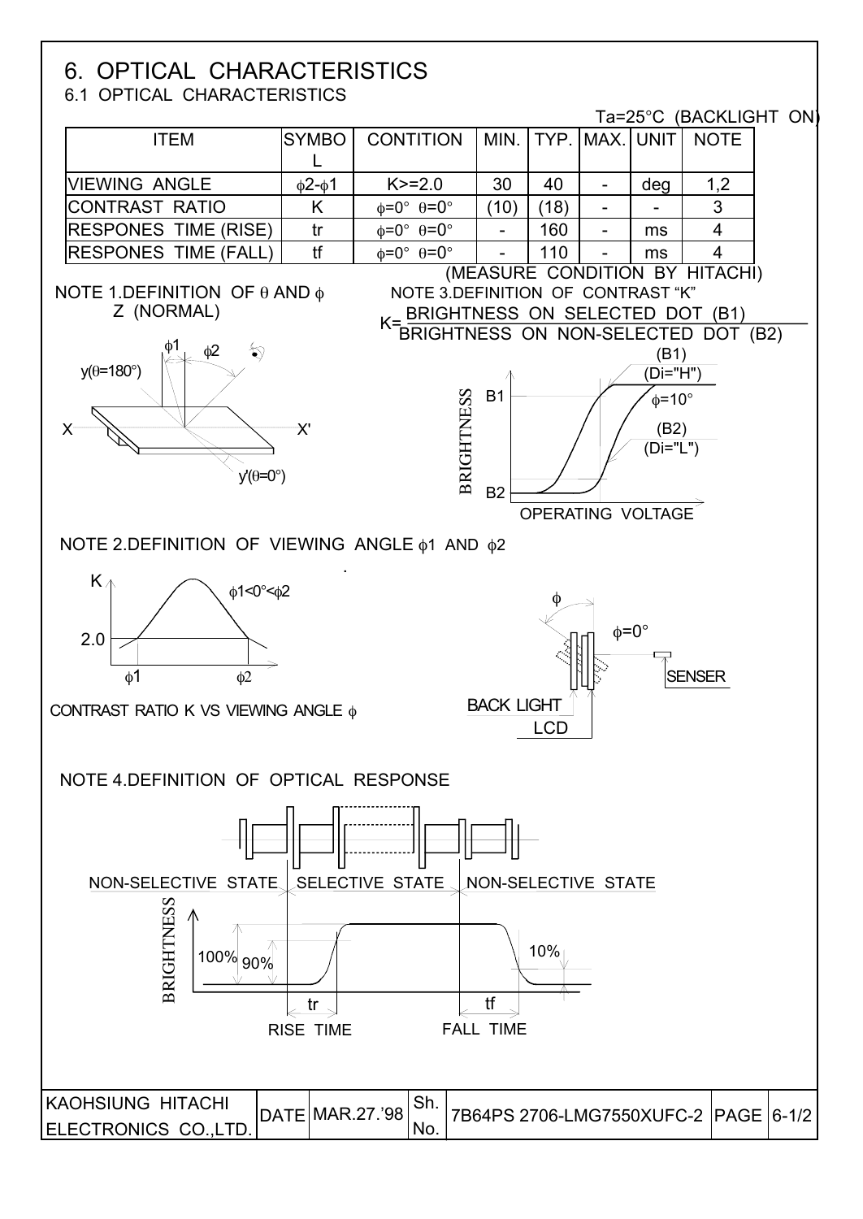# 6. OPTICAL CHARACTERISTICS

## 6.1 OPTICAL CHARACTERISTICS

Ta=25°C (BACKLIGHT ON)

| ITEM | SYMBOL | CONTITION | MIN. | TYP. | MAX. | UNIT | NOTE |
|---|---|---|---|---|---|---|---|
| VIEWING ANGLE | $\phi 2$-$\phi 1$ | K>=2.0 | 30 | 40 | - | deg | 1,2 |
| CONTRAST RATIO | K | $\phi$=0° $\theta$=0° | (10) | (18) | - | - | 3 |
| RESPONES TIME (RISE) | tr | $\phi$=0° $\theta$=0° | - | 160 | - | ms | 4 |
| RESPONES TIME (FALL) | tf | $\phi$=0° $\theta$=0° | - | 110 | - | ms | 4 |

(MEASURE CONDITION BY HITACHI)

NOTE 1. DEFINITION OF $\theta$ AND $\phi$

Z (NORMAL)

$\phi 1$ $\phi 2$

y($\theta$=180°)

X X'

y'($\theta$=0°)

NOTE 3. DEFINITION OF CONTRAST "K"

$$K = \frac{\text{BRIGHTNESS ON SELECTED DOT (B1)}}{\text{BRIGHTNESS ON NON-SELECTED DOT (B2)}}$$

BRIGHTNESS

B1

B2

(B1) (Di="H")

$\phi$=10°

(B2) (Di="L")

OPERATING VOLTAGE

NOTE 2. DEFINITION OF VIEWING ANGLE $\phi 1$ AND $\phi 2$

K

$\phi 1 < 0° < \phi 2$

2.0

$\phi 1$ $\phi 2$

CONTRAST RATIO K VS VIEWING ANGLE $\phi$

$\phi$

$\phi$=0°

SENSER

BACK LIGHT

LCD

NOTE 4. DEFINITION OF OPTICAL RESPONSE

NON-SELECTIVE STATE SELECTIVE STATE NON-SELECTIVE STATE

BRIGHTNESS

100% 90%

10%

tr tf

RISE TIME FALL TIME

| KAOHSIUNG HITACHI ELECTRONICS CO.,LTD. | DATE | MAR.27.'98 | Sh. No. | 7B64PS 2706-LMG7550XUFC-2 | PAGE | 6-1/2 |
|---|---|---|---|---|---|---|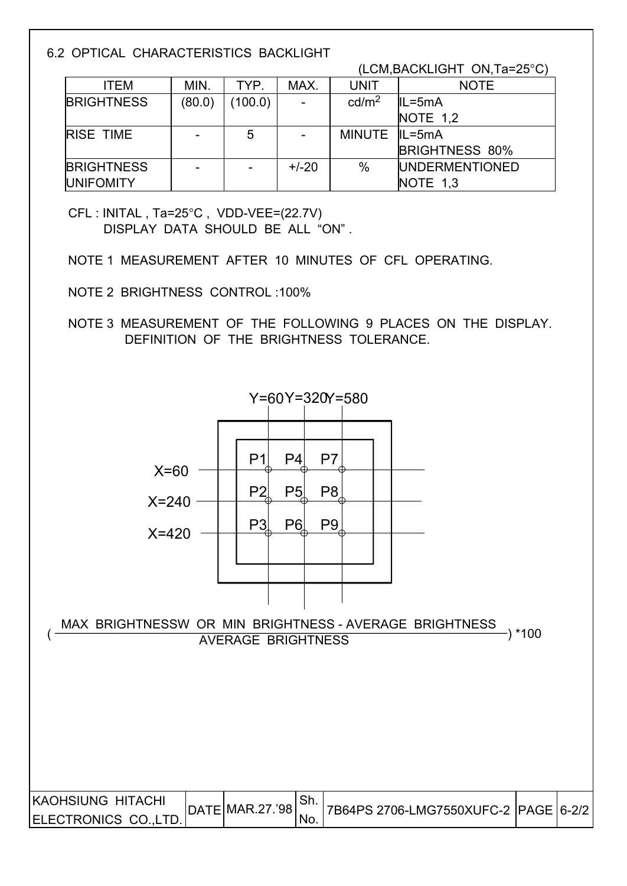## 6.2 OPTICAL CHARACTERISTICS BACKLIGHT

(LCM,BACKLIGHT ON,Ta=25°C)

| ITEM | MIN. | TYP. | MAX. | UNIT | NOTE |
|---|---|---|---|---|---|
| BRIGHTNESS | (80.0) | (100.0) | - | $cd/m^2$ | IL=5mA<br>NOTE 1,2 |
| RISE TIME | - | 5 | - | MINUTE | IL=5mA<br>BRIGHTNESS 80% |
| BRIGHTNESS UNIFOMITY | - | - | +/-20 | % | UNDERMENTIONED<br>NOTE 1,3 |

CFL : INITAL , Ta=25°C , VDD-VEE=(22.7V)
DISPLAY DATA SHOULD BE ALL "ON".

NOTE 1 MEASUREMENT AFTER 10 MINUTES OF CFL OPERATING.

NOTE 2 BRIGHTNESS CONTROL :100%

NOTE 3 MEASUREMENT OF THE FOLLOWING 9 PLACES ON THE DISPLAY.
DEFINITION OF THE BRIGHTNESS TOLERANCE.

Y=60 Y=320 Y=580

X=60: P1 P4 P7
X=240: P2 P5 P8
X=420: P3 P6 P9

$$\left( \frac{\text{MAX BRIGHTNESSW OR MIN BRIGHTNESS - AVERAGE BRIGHTNESS}}{\text{AVERAGE BRIGHTNESS}} \right) *100$$

| KAOHSIUNG HITACHI ELECTRONICS CO.,LTD. | DATE | MAR.27.'98 | Sh. No. | 7B64PS 2706-LMG7550XUFC-2 | PAGE | 6-2/2 |
|---|---|---|---|---|---|---|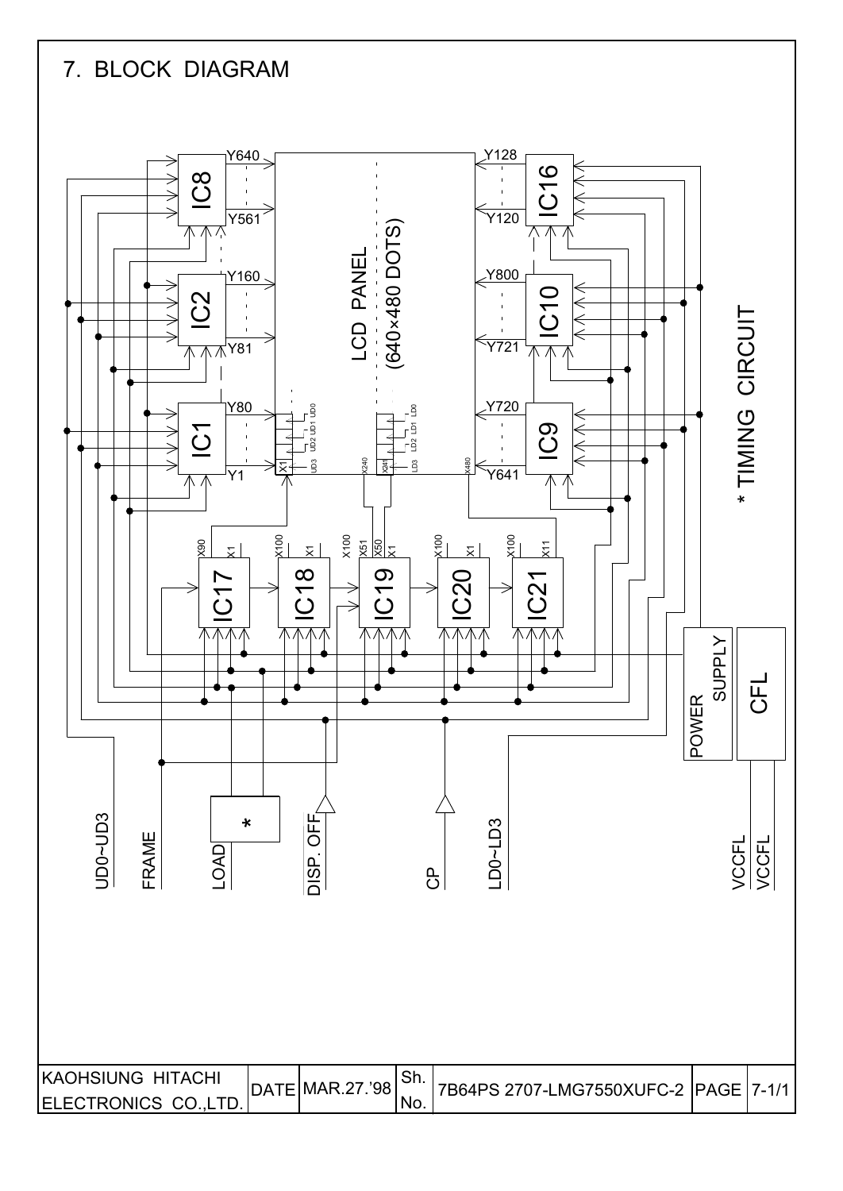# 7. BLOCK DIAGRAM

LCD PANEL (640×480 DOTS)

IC8: Y640 … Y561
IC2: Y160 … Y81
IC1: Y80 … Y1
IC16: Y128 … Y120
IC10: Y800 … Y721
IC9: Y720 … Y641

UD0 UD1 UD2 UD3 — X1 … X240
LD0 LD1 LD2 LD3 — X241 … X480

IC17 (X90 … X1) → IC18 (X100 … X1) → IC19 (X100 … X51, X50 … X1) → IC20 (X100 … X1) → IC21 (X100 … X11)

\* TIMING CIRCUIT

POWER SUPPLY

CFL

UD0~UD3

FRAME

LOAD

\*

DISP. OFF

CP

LD0~LD3

VCCFL

VCCFL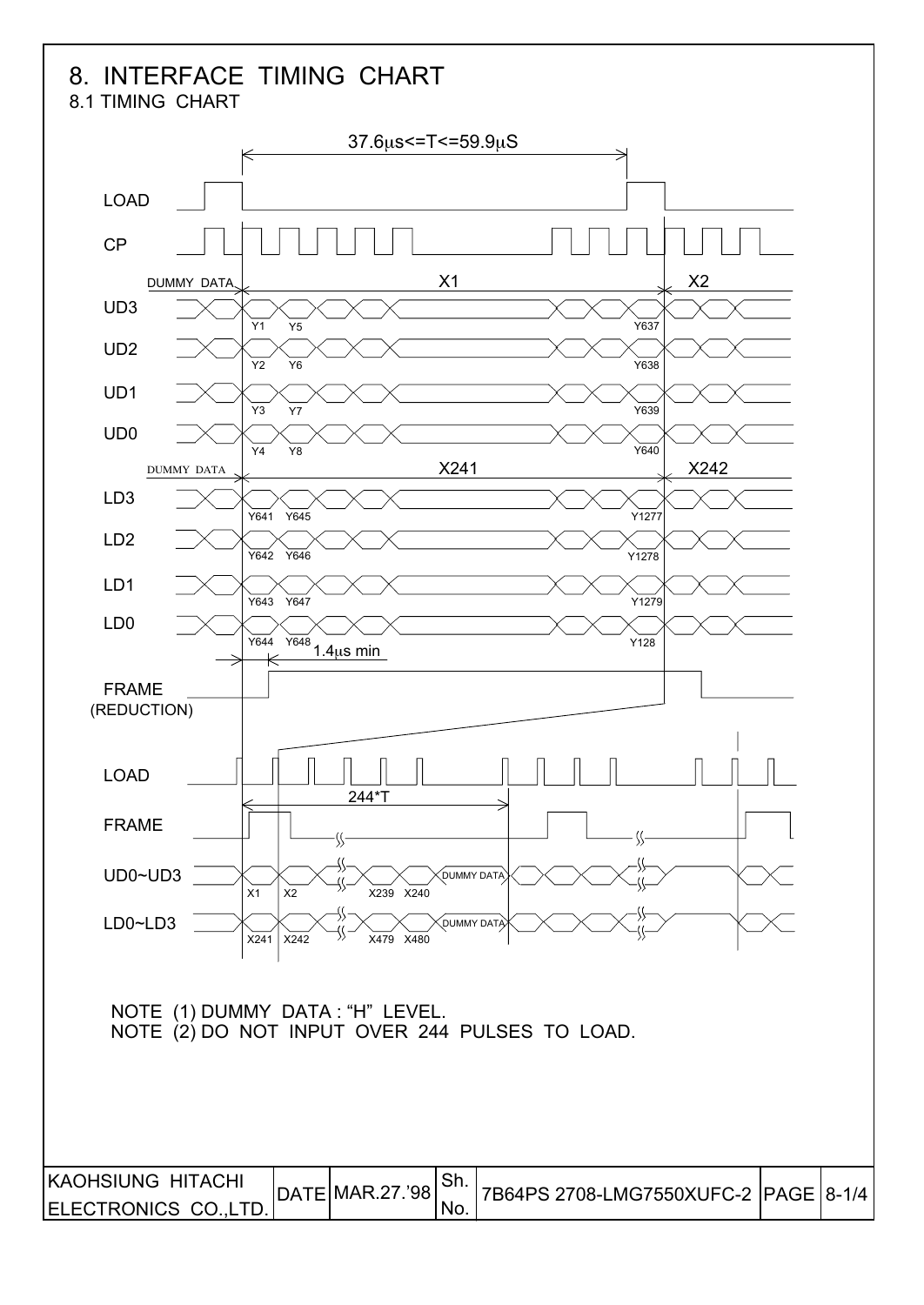# 8. INTERFACE TIMING CHART

## 8.1 TIMING CHART

$37.6\mu s \le T \le 59.9\mu S$

LOAD

CP

DUMMY DATA — X1 — X2

UD3: Y1, Y5, ... Y637

UD2: Y2, Y6, ... Y638

UD1: Y3, Y7, ... Y639

UD0: Y4, Y8, ... Y640

DUMMY DATA — X241 — X242

LD3: Y641, Y645, ... Y1277

LD2: Y642, Y646, ... Y1278

LD1: Y643, Y647, ... Y1279

LD0: Y644, Y648, ... Y128

$1.4\mu s$ min

FRAME (REDUCTION)

LOAD

244*T

FRAME

UD0~UD3: X1, X2, X239, X240, DUMMY DATA

LD0~LD3: X241, X242, X479, X480, DUMMY DATA

NOTE (1) DUMMY DATA : "H" LEVEL.
NOTE (2) DO NOT INPUT OVER 244 PULSES TO LOAD.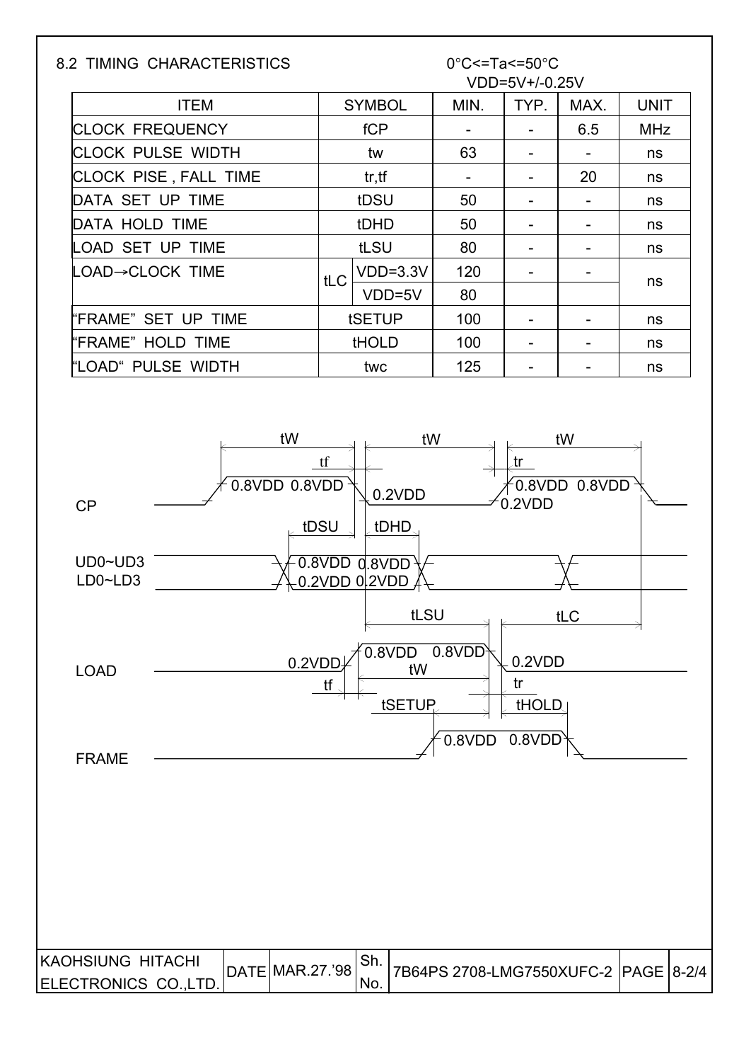## 8.2 TIMING CHARACTERISTICS

0°C<=Ta<=50°C
VDD=5V+/-0.25V

| ITEM | SYMBOL | | MIN. | TYP. | MAX. | UNIT |
|---|---|---|---|---|---|---|
| CLOCK FREQUENCY | fCP | | - | - | 6.5 | MHz |
| CLOCK PULSE WIDTH | tw | | 63 | - | - | ns |
| CLOCK PISE , FALL TIME | tr,tf | | - | - | 20 | ns |
| DATA SET UP TIME | tDSU | | 50 | - | - | ns |
| DATA HOLD TIME | tDHD | | 50 | - | - | ns |
| LOAD SET UP TIME | tLSU | | 80 | - | - | ns |
| LOAD→CLOCK TIME | tLC | VDD=3.3V | 120 | - | - | ns |
| | | VDD=5V | 80 | | | |
| "FRAME" SET UP TIME | tSETUP | | 100 | - | - | ns |
| "FRAME" HOLD TIME | tHOLD | | 100 | - | - | ns |
| "LOAD" PULSE WIDTH | twc | | 125 | - | - | ns |

CP — tW, tf, tW, tr, tW; 0.8VDD 0.8VDD, 0.2VDD, 0.8VDD 0.8VDD, 0.2VDD

UD0~UD3 / LD0~LD3 — tDSU, tDHD; 0.8VDD 0.8VDD, 0.2VDD 0.2VDD

LOAD — tLSU, tLC; 0.2VDD, 0.8VDD 0.8VDD, 0.2VDD; tW, tf, tr

FRAME — tSETUP, tHOLD; 0.8VDD 0.8VDD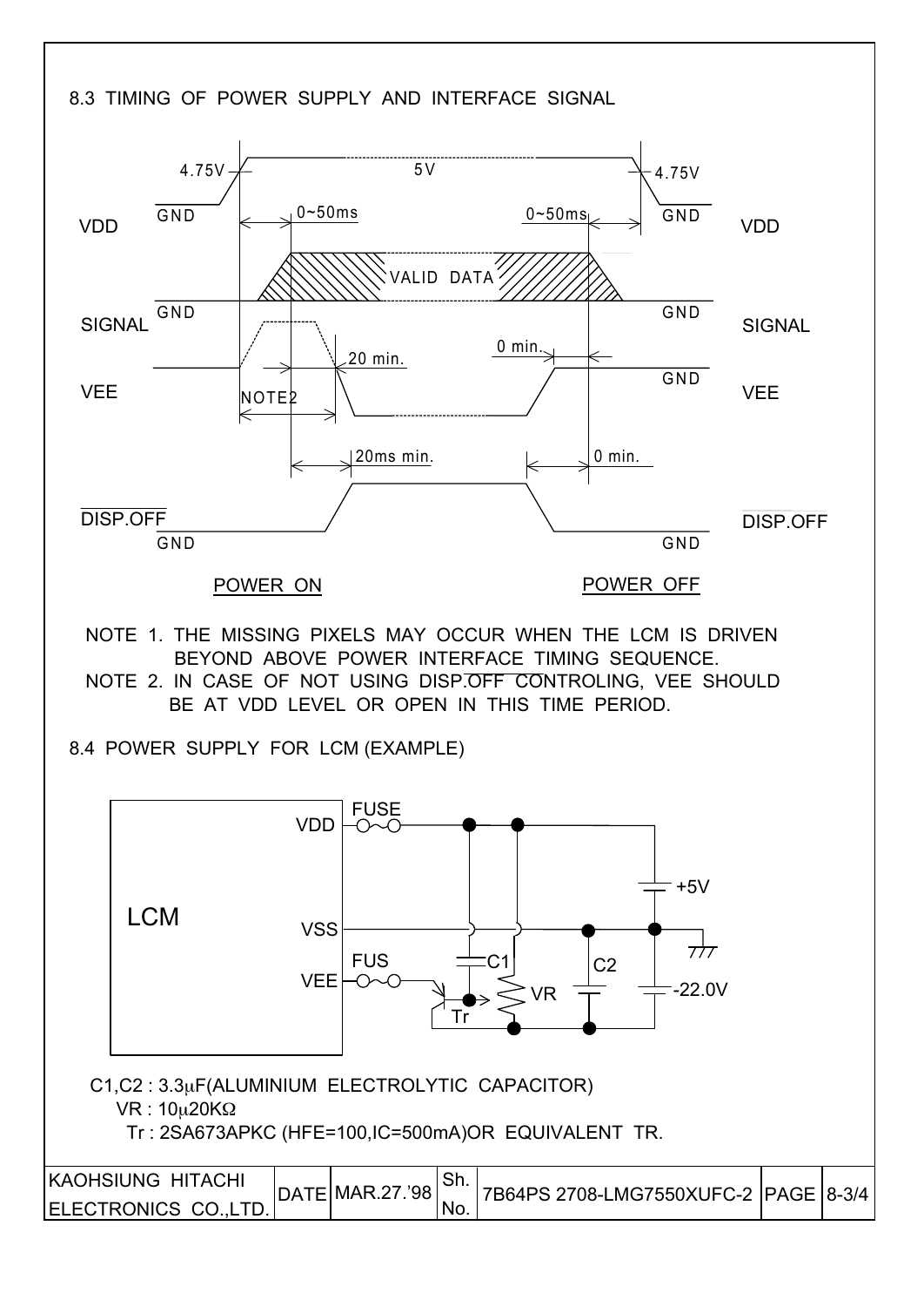## 8.3 TIMING OF POWER SUPPLY AND INTERFACE SIGNAL

VDD: GND → 4.75V → 5V → 4.75V → GND

SIGNAL: VALID DATA

0~50ms, 0~50ms, 20 min., 0 min., 20ms min., 0 min.

VEE, NOTE2, GND

DISP.OFF: GND

POWER ON — POWER OFF

NOTE 1. THE MISSING PIXELS MAY OCCUR WHEN THE LCM IS DRIVEN BEYOND ABOVE POWER INTERFACE TIMING SEQUENCE.

NOTE 2. IN CASE OF NOT USING DISP.OFF CONTROLING, VEE SHOULD BE AT VDD LEVEL OR OPEN IN THIS TIME PERIOD.

## 8.4 POWER SUPPLY FOR LCM (EXAMPLE)

LCM: VDD, VSS, VEE; FUSE, FUS; C1, C2, VR, Tr; +5V, -22.0V

C1,C2 : 3.3μF(ALUMINIUM ELECTROLYTIC CAPACITOR)

VR : 10μ20KΩ

Tr : 2SA673APKC (HFE=100,IC=500mA)OR EQUIVALENT TR.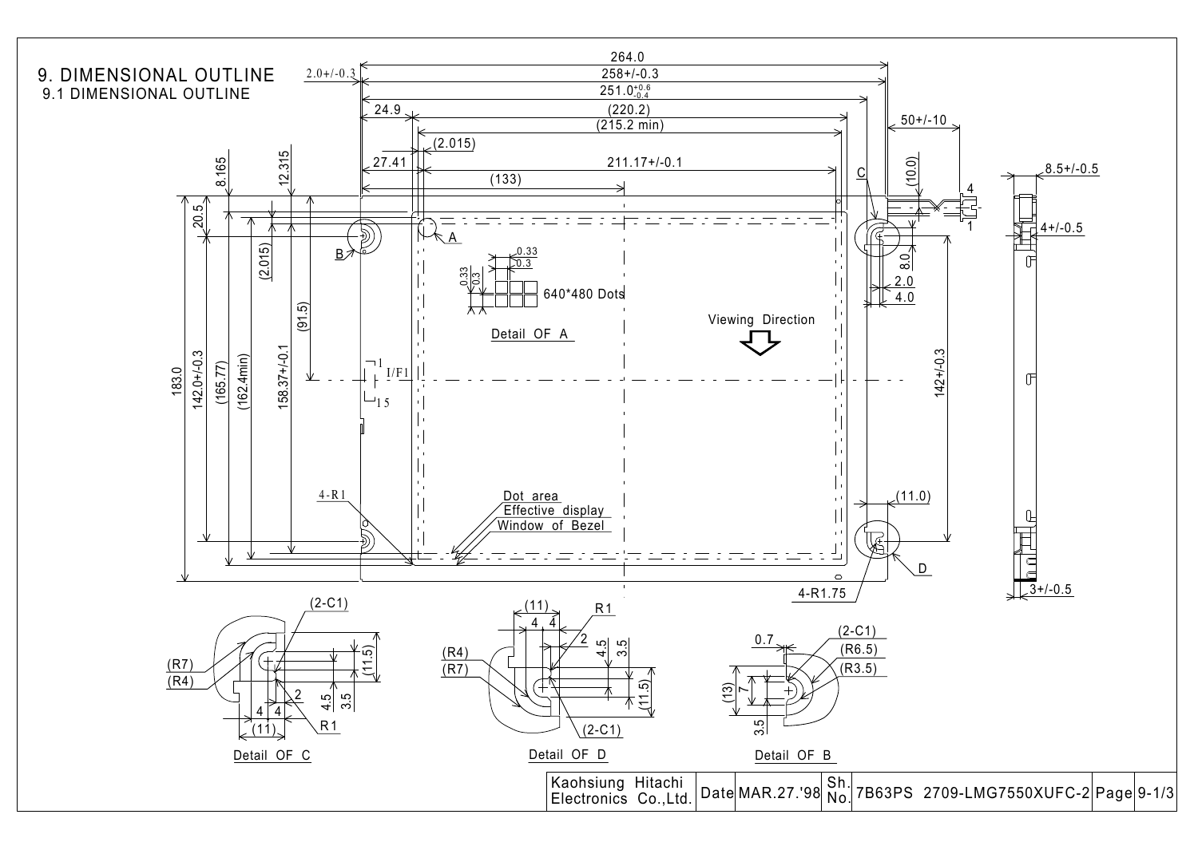# 9. DIMENSIONAL OUTLINE

## 9.1 DIMENSIONAL OUTLINE

264.0
258+/-0.3
$251.0^{+0.6}_{-0.4}$
2.0+/-0.3
24.9
(220.2)
(215.2 min)
(2.015)
27.41
211.17+/-0.1
(133)
50+/-10
(10.0)
8.5+/-0.5
4+/-0.5
3+/-0.5

8.165
12.315
20.5
(2.015)
(91.5)
183.0
142.0+/-0.3
(165.77)
(162.4min)
158.37+/-0.1
142+/-0.3
8.0
2.0
4.0
(11.0)

0.33
0.3
0.33
0.3
640*480 Dots

Detail OF A

Viewing Direction

1 I/F1 15

4-R1
4-R1.75

Dot area
Effective display
Window of Bezel

A B C D

Detail OF C: (2-C1), (R7), (R4), (11.5), 4.5, 3.5, 2, 4, 4, (11), R1

Detail OF D: (11), 4, 4, R1, 2, (R4), (R7), 4.5, 3.5, (11.5), (2-C1)

Detail OF B: 0.7, (2-C1), (R6.5), (R3.5), (13), 7, 3.5

| Kaohsiung Hitachi Electronics Co.,Ltd. | Date | MAR.27.'98 | Sh. No. | 7B63PS 2709-LMG7550XUFC-2 | Page | 9-1/3 |
|---|---|---|---|---|---|---|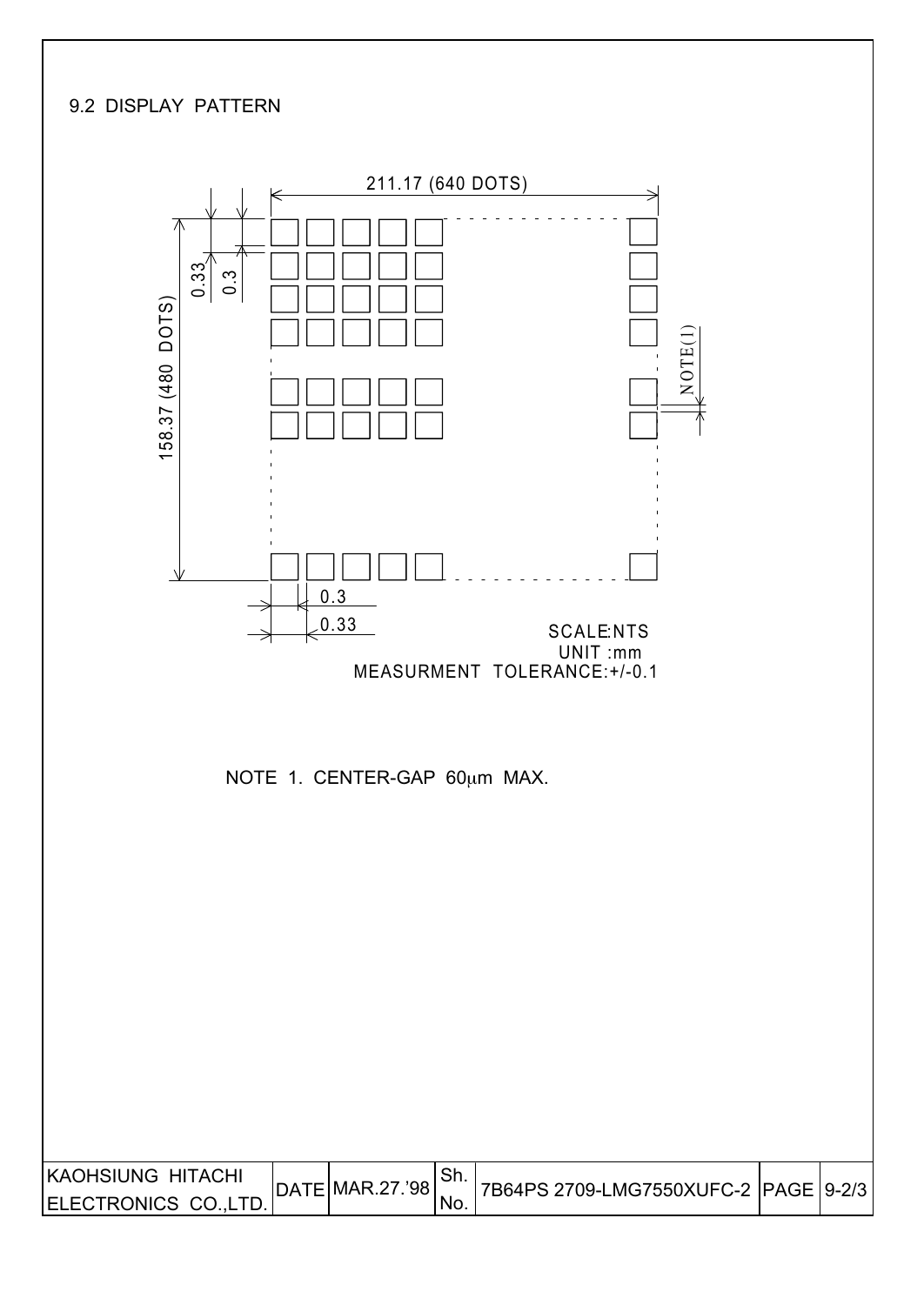## 9.2 DISPLAY PATTERN

211.17 (640 DOTS)

158.37 (480 DOTS)

0.33

0.3

NOTE(1)

0.3

0.33

SCALE:NTS
UNIT :mm
MEASURMENT TOLERANCE:+/-0.1

NOTE 1. CENTER-GAP 60μm MAX.

| KAOHSIUNG HITACHI ELECTRONICS CO.,LTD. | DATE | MAR.27.'98 | Sh. No. | 7B64PS 2709-LMG7550XUFC-2 | PAGE | 9-2/3 |
|---|---|---|---|---|---|---|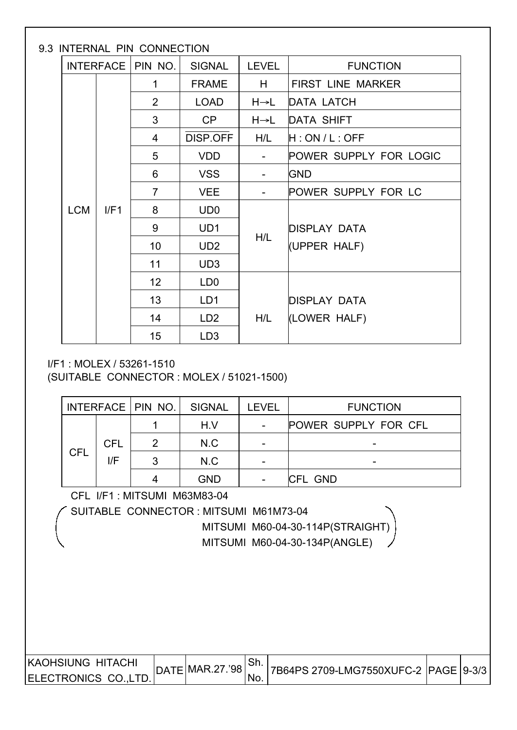### 9.3 INTERNAL PIN CONNECTION

| INTERFACE | | PIN NO. | SIGNAL | LEVEL | FUNCTION |
|---|---|---|---|---|---|
| LCM | I/F1 | 1 | FRAME | H | FIRST LINE MARKER |
| | | 2 | LOAD | H→L | DATA LATCH |
| | | 3 | CP | H→L | DATA SHIFT |
| | | 4 | $\overline{\text{DISP.OFF}}$ | H/L | H : ON / L : OFF |
| | | 5 | VDD | - | POWER SUPPLY FOR LOGIC |
| | | 6 | VSS | - | GND |
| | | 7 | VEE | - | POWER SUPPLY FOR LC |
| | | 8 | UD0 | H/L | DISPLAY DATA (UPPER HALF) |
| | | 9 | UD1 | | |
| | | 10 | UD2 | | |
| | | 11 | UD3 | | |
| | | 12 | LD0 | H/L | DISPLAY DATA (LOWER HALF) |
| | | 13 | LD1 | | |
| | | 14 | LD2 | | |
| | | 15 | LD3 | | |

I/F1 : MOLEX / 53261-1510
(SUITABLE CONNECTOR : MOLEX / 51021-1500)

| INTERFACE | | PIN NO. | SIGNAL | LEVEL | FUNCTION |
|---|---|---|---|---|---|
| CFL | CFL I/F | 1 | H.V | - | POWER SUPPLY FOR CFL |
| | | 2 | N.C | - | - |
| | | 3 | N.C | - | - |
| | | 4 | GND | - | CFL GND |

CFL I/F1 : MITSUMI M63M83-04

(SUITABLE CONNECTOR : MITSUMI M61M73-04
MITSUMI M60-04-30-114P(STRAIGHT)
MITSUMI M60-04-30-134P(ANGLE))

| KAOHSIUNG HITACHI ELECTRONICS CO.,LTD. | DATE | MAR.27.'98 | Sh. No. | 7B64PS 2709-LMG7550XUFC-2 | PAGE | 9-3/3 |
|---|---|---|---|---|---|---|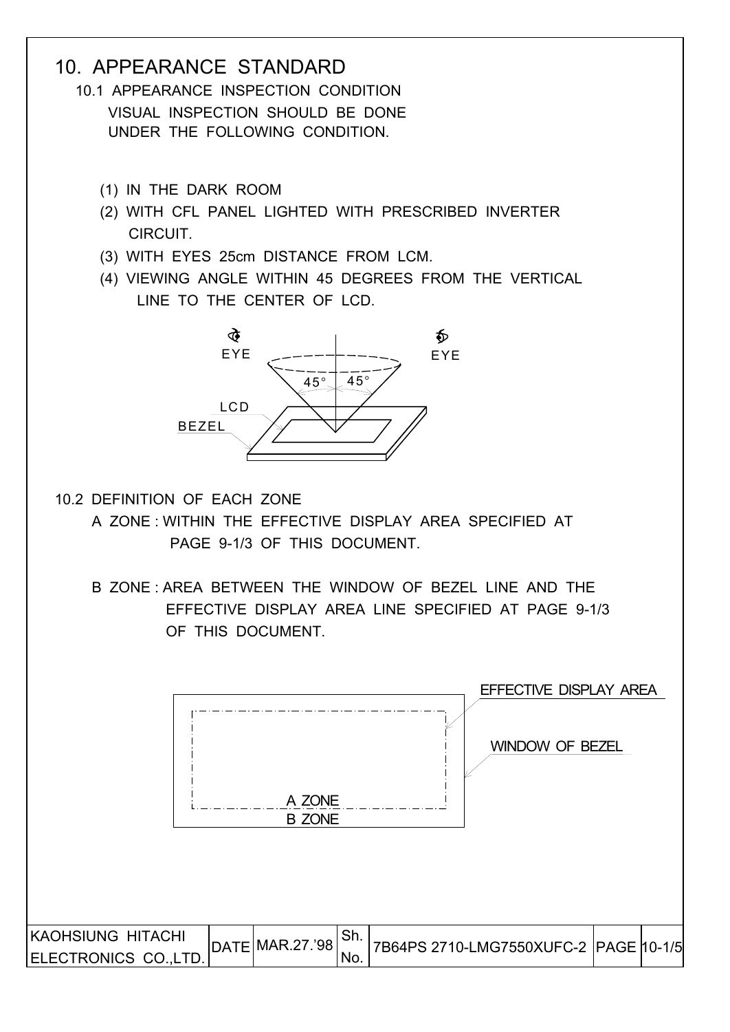# 10. APPEARANCE STANDARD

## 10.1 APPEARANCE INSPECTION CONDITION

VISUAL INSPECTION SHOULD BE DONE UNDER THE FOLLOWING CONDITION.

(1) IN THE DARK ROOM

(2) WITH CFL PANEL LIGHTED WITH PRESCRIBED INVERTER CIRCUIT.

(3) WITH EYES 25cm DISTANCE FROM LCM.

(4) VIEWING ANGLE WITHIN 45 DEGREES FROM THE VERTICAL LINE TO THE CENTER OF LCD.

EYE EYE 45° 45° LCD BEZEL

## 10.2 DEFINITION OF EACH ZONE

A ZONE : WITHIN THE EFFECTIVE DISPLAY AREA SPECIFIED AT PAGE 9-1/3 OF THIS DOCUMENT.

B ZONE : AREA BETWEEN THE WINDOW OF BEZEL LINE AND THE EFFECTIVE DISPLAY AREA LINE SPECIFIED AT PAGE 9-1/3 OF THIS DOCUMENT.

EFFECTIVE DISPLAY AREA

WINDOW OF BEZEL

A ZONE

B ZONE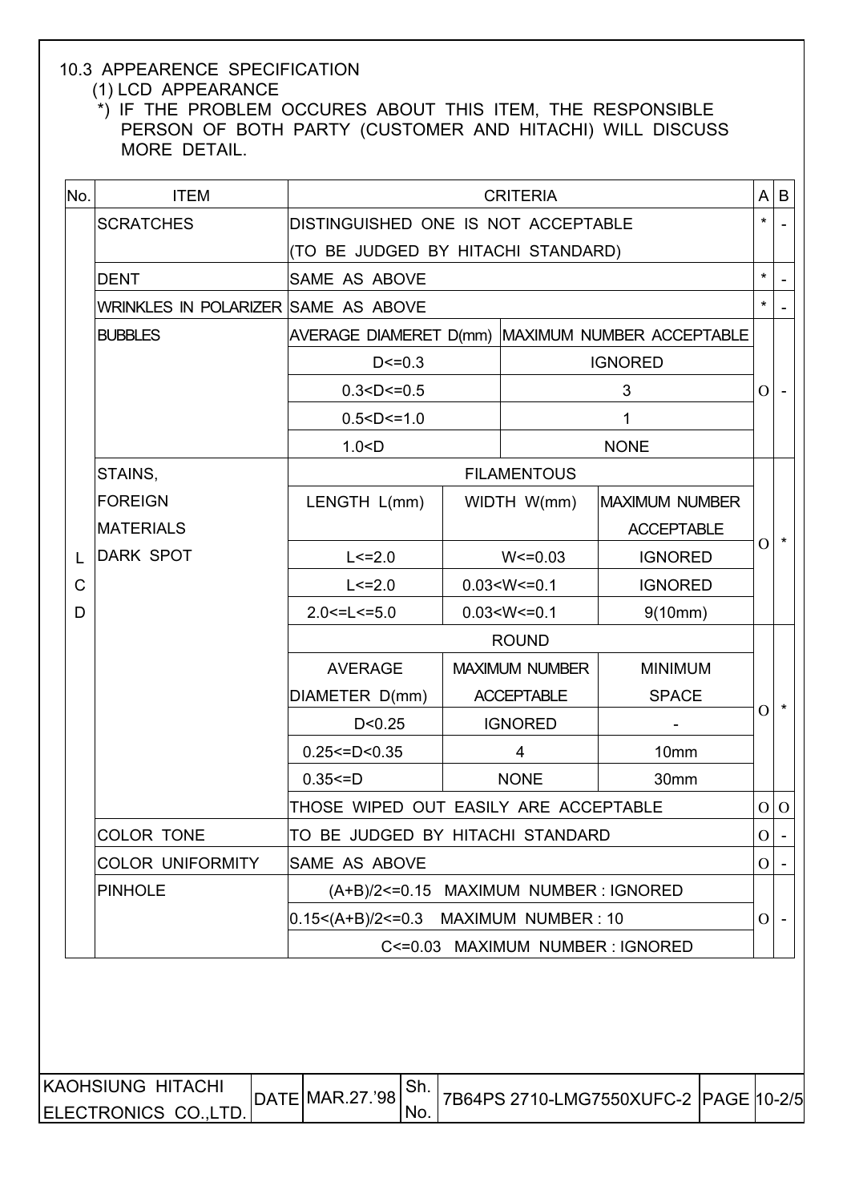### 10.3 APPEARENCE SPECIFICATION

(1) LCD APPEARANCE

*) IF THE PROBLEM OCCURES ABOUT THIS ITEM, THE RESPONSIBLE PERSON OF BOTH PARTY (CUSTOMER AND HITACHI) WILL DISCUSS MORE DETAIL.

| No. | ITEM | CRITERIA | | | A | B |
|---|---|---|---|---|---|---|
| LCD | SCRATCHES | DISTINGUISHED ONE IS NOT ACCEPTABLE (TO BE JUDGED BY HITACHI STANDARD) | | | * | - |
| | DENT | SAME AS ABOVE | | | * | - |
| | WRINKLES IN POLARIZER | SAME AS ABOVE | | | * | - |
| | BUBBLES | AVERAGE DIAMERET D(mm) | MAXIMUM NUMBER ACCEPTABLE | | O | - |
| | | D<=0.3 | IGNORED | | | |
| | | 0.3<D<=0.5 | 3 | | | |
| | | 0.5<D<=1.0 | 1 | | | |
| | | 1.0<D | NONE | | | |
| | STAINS, FOREIGN MATERIALS DARK SPOT | FILAMENTOUS | | | O | * |
| | | LENGTH L(mm) | WIDTH W(mm) | MAXIMUM NUMBER ACCEPTABLE | | |
| | | L<=2.0 | W<=0.03 | IGNORED | | |
| | | L<=2.0 | 0.03<W<=0.1 | IGNORED | | |
| | | 2.0<=L<=5.0 | 0.03<W<=0.1 | 9(10mm) | | |
| | | ROUND | | | O | * |
| | | AVERAGE DIAMETER D(mm) | MAXIMUM NUMBER ACCEPTABLE | MINIMUM SPACE | | |
| | | D<0.25 | IGNORED | - | | |
| | | 0.25<=D<0.35 | 4 | 10mm | | |
| | | 0.35<=D | NONE | 30mm | | |
| | | THOSE WIPED OUT EASILY ARE ACCEPTABLE | | | O | O |
| | COLOR TONE | TO BE JUDGED BY HITACHI STANDARD | | | O | - |
| | COLOR UNIFORMITY | SAME AS ABOVE | | | O | - |
| | PINHOLE | (A+B)/2<=0.15 MAXIMUM NUMBER : IGNORED | | | O | - |
| | | 0.15<(A+B)/2<=0.3 MAXIMUM NUMBER : 10 | | | | |
| | | C<=0.03 MAXIMUM NUMBER : IGNORED | | | | |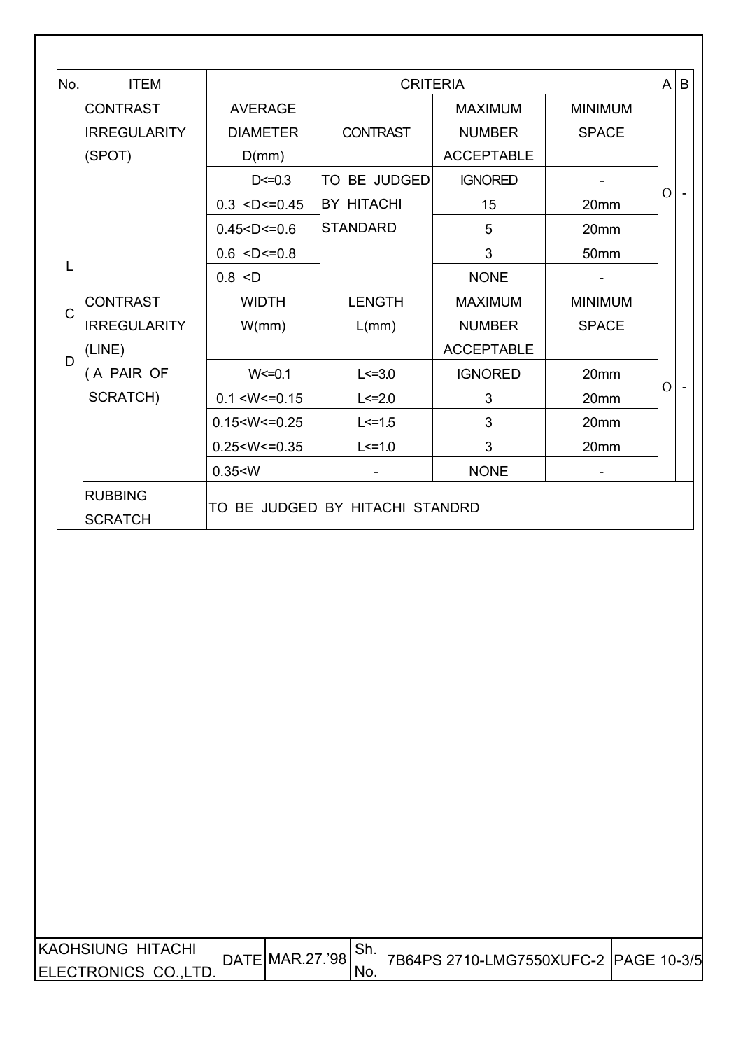| No. | ITEM | CRITERIA | | | | A | B |
|---|---|---|---|---|---|---|---|
| LCD | CONTRAST IRREGULARITY (SPOT) | AVERAGE DIAMETER D(mm) | CONTRAST | MAXIMUM NUMBER ACCEPTABLE | MINIMUM SPACE | O | - |
| | | D<=0.3 | TO BE JUDGED BY HITACHI STANDARD | IGNORED | - | | |
| | | 0.3 <D<=0.45 | | 15 | 20mm | | |
| | | 0.45<D<=0.6 | | 5 | 20mm | | |
| | | 0.6 <D<=0.8 | | 3 | 50mm | | |
| | | 0.8 <D | | NONE | - | | |
| | CONTRAST IRREGULARITY (LINE) ( A PAIR OF SCRATCH) | WIDTH W(mm) | LENGTH L(mm) | MAXIMUM NUMBER ACCEPTABLE | MINIMUM SPACE | O | - |
| | | W<=0.1 | L<=3.0 | IGNORED | 20mm | | |
| | | 0.1 <W<=0.15 | L<=2.0 | 3 | 20mm | | |
| | | 0.15<W<=0.25 | L<=1.5 | 3 | 20mm | | |
| | | 0.25<W<=0.35 | L<=1.0 | 3 | 20mm | | |
| | | 0.35<W | - | NONE | - | | |
| | RUBBING SCRATCH | TO BE JUDGED BY HITACHI STANDRD | | | | | |

| KAOHSIUNG HITACHI ELECTRONICS CO.,LTD. | DATE | MAR.27.'98 | Sh. No. | 7B64PS 2710-LMG7550XUFC-2 | PAGE | 10-3/5 |
|---|---|---|---|---|---|---|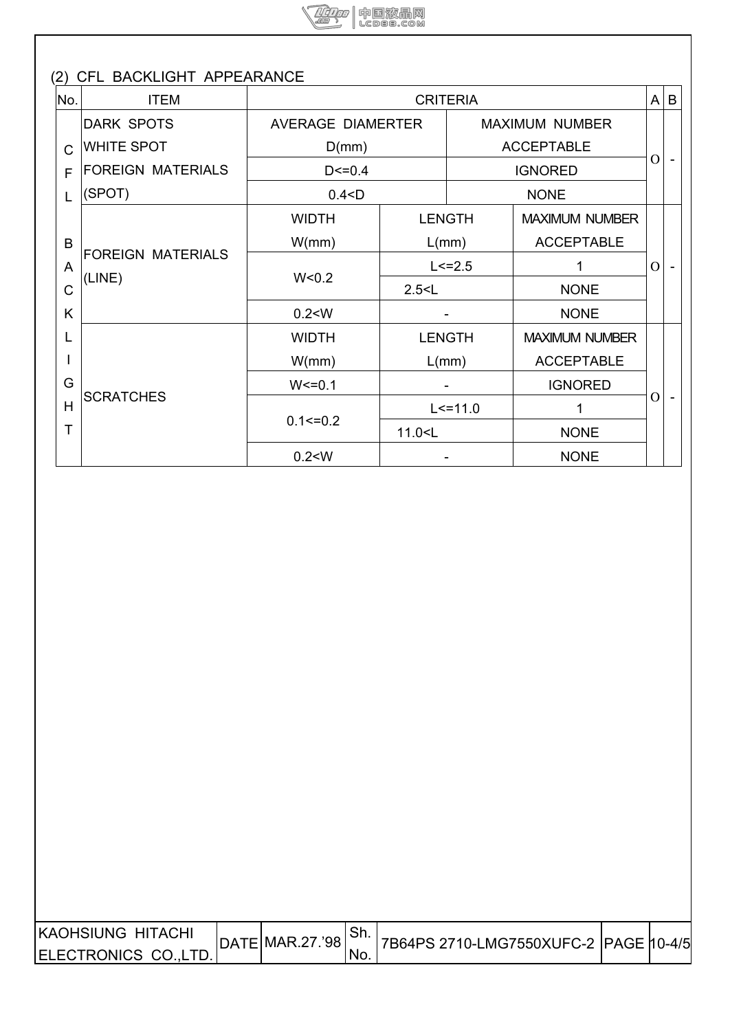(2) CFL BACKLIGHT APPEARANCE

| No. | ITEM | CRITERIA | | | A | B |
|---|---|---|---|---|---|---|
| CFL BACKLIGHT | DARK SPOTS<br>WHITE SPOT<br>FOREIGN MATERIALS<br>(SPOT) | AVERAGE DIAMERTER D(mm) | | MAXIMUM NUMBER ACCEPTABLE | O | - |
| | | D<=0.4 | | IGNORED | | |
| | | 0.4<D | | NONE | | |
| | FOREIGN MATERIALS<br>(LINE) | WIDTH W(mm) | LENGTH L(mm) | MAXIMUM NUMBER ACCEPTABLE | O | - |
| | | W<0.2 | L<=2.5 | 1 | | |
| | | | 2.5<L | NONE | | |
| | | 0.2<W | - | NONE | | |
| | SCRATCHES | WIDTH W(mm) | LENGTH L(mm) | MAXIMUM NUMBER ACCEPTABLE | O | - |
| | | W<=0.1 | - | IGNORED | | |
| | | 0.1<=0.2 | L<=11.0 | 1 | | |
| | | | 11.0<L | NONE | | |
| | | 0.2<W | - | NONE | | |

| KAOHSIUNG HITACHI ELECTRONICS CO.,LTD. | DATE | MAR.27.'98 | Sh. No. | 7B64PS 2710-LMG7550XUFC-2 | PAGE | 10-4/5 |
|---|---|---|---|---|---|---|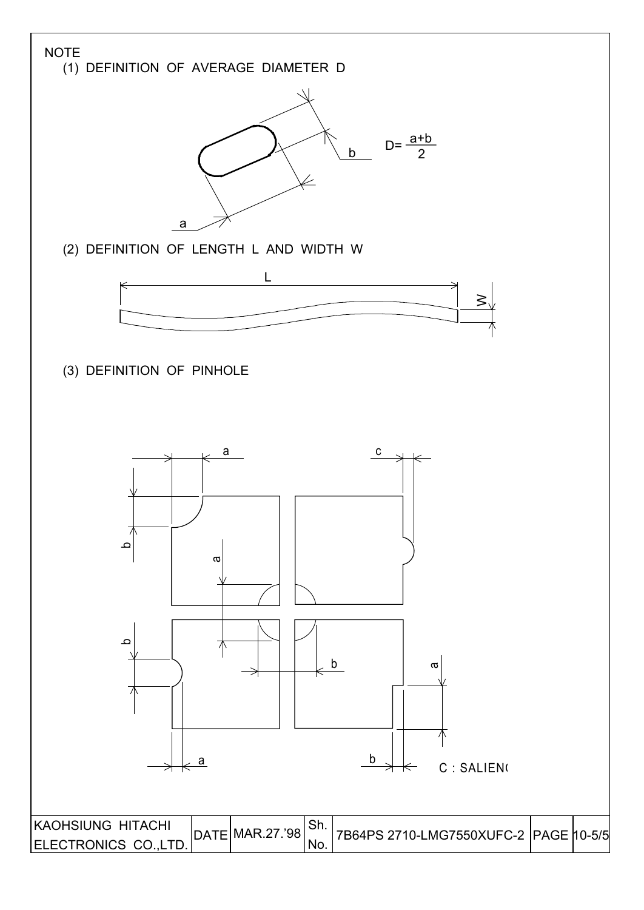NOTE

(1) DEFINITION OF AVERAGE DIAMETER D

a

b

$$D = \frac{a+b}{2}$$

(2) DEFINITION OF LENGTH L AND WIDTH W

L

W

(3) DEFINITION OF PINHOLE

a

b

c

a

b

a

b

a

a

b

C : SALIEN(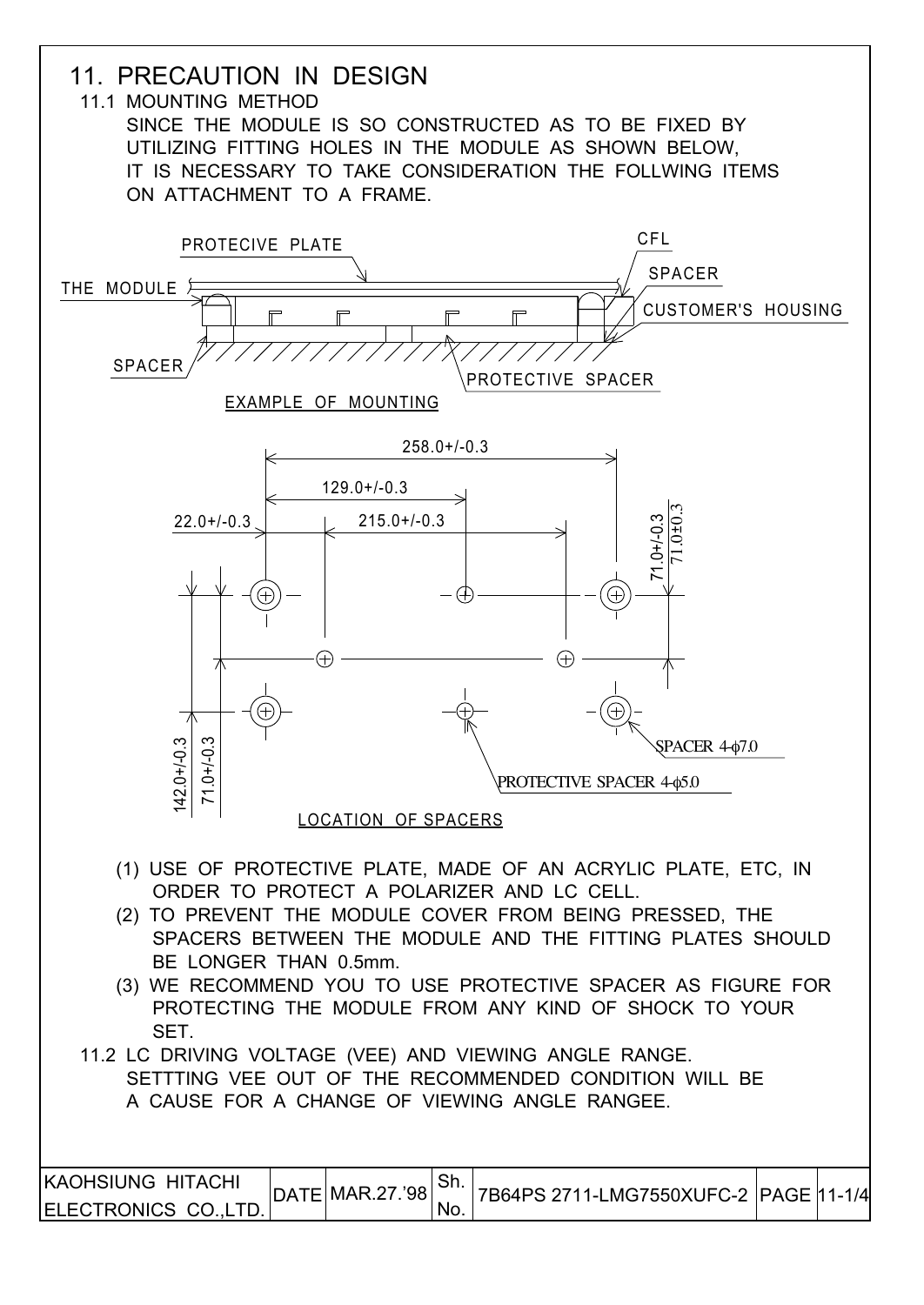## 11. PRECAUTION IN DESIGN

### 11.1 MOUNTING METHOD

SINCE THE MODULE IS SO CONSTRUCTED AS TO BE FIXED BY UTILIZING FITTING HOLES IN THE MODULE AS SHOWN BELOW, IT IS NECESSARY TO TAKE CONSIDERATION THE FOLLWING ITEMS ON ATTACHMENT TO A FRAME.

PROTECIVE PLATE
CFL
SPACER
THE MODULE
CUSTOMER'S HOUSING
SPACER
PROTECTIVE SPACER

EXAMPLE OF MOUNTING

258.0+/-0.3
129.0+/-0.3
22.0+/-0.3
215.0+/-0.3
71.0+/-0.3
71.0±0.3
142.0+/-0.3
71.0+/-0.3
SPACER 4-φ7.0
PROTECTIVE SPACER 4-φ5.0

LOCATION OF SPACERS

(1) USE OF PROTECTIVE PLATE, MADE OF AN ACRYLIC PLATE, ETC, IN ORDER TO PROTECT A POLARIZER AND LC CELL.

(2) TO PREVENT THE MODULE COVER FROM BEING PRESSED, THE SPACERS BETWEEN THE MODULE AND THE FITTING PLATES SHOULD BE LONGER THAN 0.5mm.

(3) WE RECOMMEND YOU TO USE PROTECTIVE SPACER AS FIGURE FOR PROTECTING THE MODULE FROM ANY KIND OF SHOCK TO YOUR SET.

### 11.2 LC DRIVING VOLTAGE (VEE) AND VIEWING ANGLE RANGE.

SETTTING VEE OUT OF THE RECOMMENDED CONDITION WILL BE A CAUSE FOR A CHANGE OF VIEWING ANGLE RANGEE.

| KAOHSIUNG HITACHI ELECTRONICS CO.,LTD. | DATE | MAR.27.'98 | Sh. No. | 7B64PS 2711-LMG7550XUFC-2 | PAGE | 11-1/4 |
|---|---|---|---|---|---|---|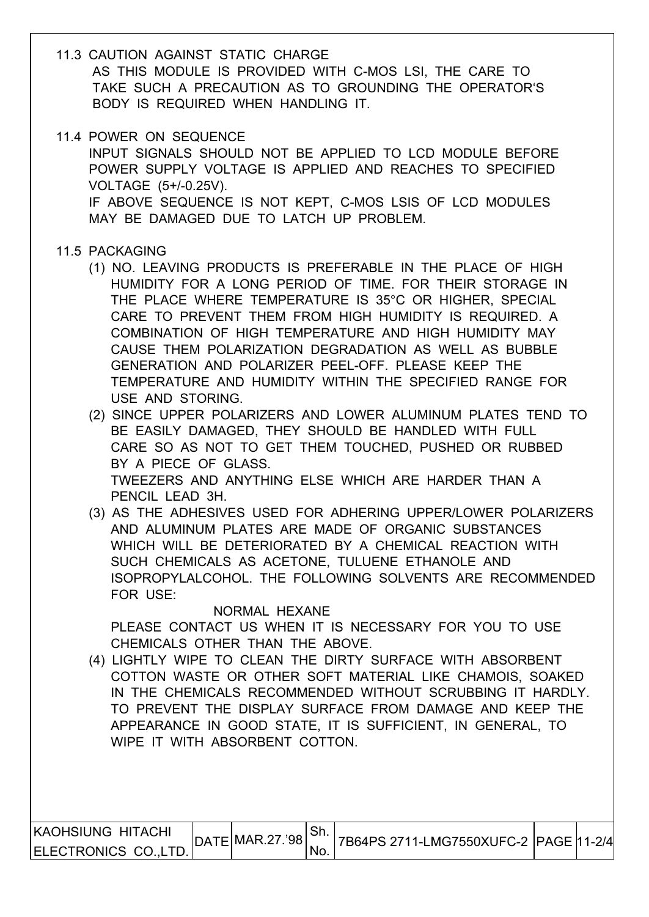11.3 CAUTION AGAINST STATIC CHARGE

AS THIS MODULE IS PROVIDED WITH C-MOS LSI, THE CARE TO TAKE SUCH A PRECAUTION AS TO GROUNDING THE OPERATOR'S BODY IS REQUIRED WHEN HANDLING IT.

11.4 POWER ON SEQUENCE

INPUT SIGNALS SHOULD NOT BE APPLIED TO LCD MODULE BEFORE POWER SUPPLY VOLTAGE IS APPLIED AND REACHES TO SPECIFIED VOLTAGE (5+/-0.25V).

IF ABOVE SEQUENCE IS NOT KEPT, C-MOS LSIS OF LCD MODULES MAY BE DAMAGED DUE TO LATCH UP PROBLEM.

11.5 PACKAGING

(1) NO. LEAVING PRODUCTS IS PREFERABLE IN THE PLACE OF HIGH HUMIDITY FOR A LONG PERIOD OF TIME. FOR THEIR STORAGE IN THE PLACE WHERE TEMPERATURE IS 35°C OR HIGHER, SPECIAL CARE TO PREVENT THEM FROM HIGH HUMIDITY IS REQUIRED. A COMBINATION OF HIGH TEMPERATURE AND HIGH HUMIDITY MAY CAUSE THEM POLARIZATION DEGRADATION AS WELL AS BUBBLE GENERATION AND POLARIZER PEEL-OFF. PLEASE KEEP THE TEMPERATURE AND HUMIDITY WITHIN THE SPECIFIED RANGE FOR USE AND STORING.

(2) SINCE UPPER POLARIZERS AND LOWER ALUMINUM PLATES TEND TO BE EASILY DAMAGED, THEY SHOULD BE HANDLED WITH FULL CARE SO AS NOT TO GET THEM TOUCHED, PUSHED OR RUBBED BY A PIECE OF GLASS.
TWEEZERS AND ANYTHING ELSE WHICH ARE HARDER THAN A PENCIL LEAD 3H.

(3) AS THE ADHESIVES USED FOR ADHERING UPPER/LOWER POLARIZERS AND ALUMINUM PLATES ARE MADE OF ORGANIC SUBSTANCES WHICH WILL BE DETERIORATED BY A CHEMICAL REACTION WITH SUCH CHEMICALS AS ACETONE, TULUENE ETHANOLE AND ISOPROPYLALCOHOL. THE FOLLOWING SOLVENTS ARE RECOMMENDED FOR USE:

NORMAL HEXANE

PLEASE CONTACT US WHEN IT IS NECESSARY FOR YOU TO USE CHEMICALS OTHER THAN THE ABOVE.

(4) LIGHTLY WIPE TO CLEAN THE DIRTY SURFACE WITH ABSORBENT COTTON WASTE OR OTHER SOFT MATERIAL LIKE CHAMOIS, SOAKED IN THE CHEMICALS RECOMMENDED WITHOUT SCRUBBING IT HARDLY. TO PREVENT THE DISPLAY SURFACE FROM DAMAGE AND KEEP THE APPEARANCE IN GOOD STATE, IT IS SUFFICIENT, IN GENERAL, TO WIPE IT WITH ABSORBENT COTTON.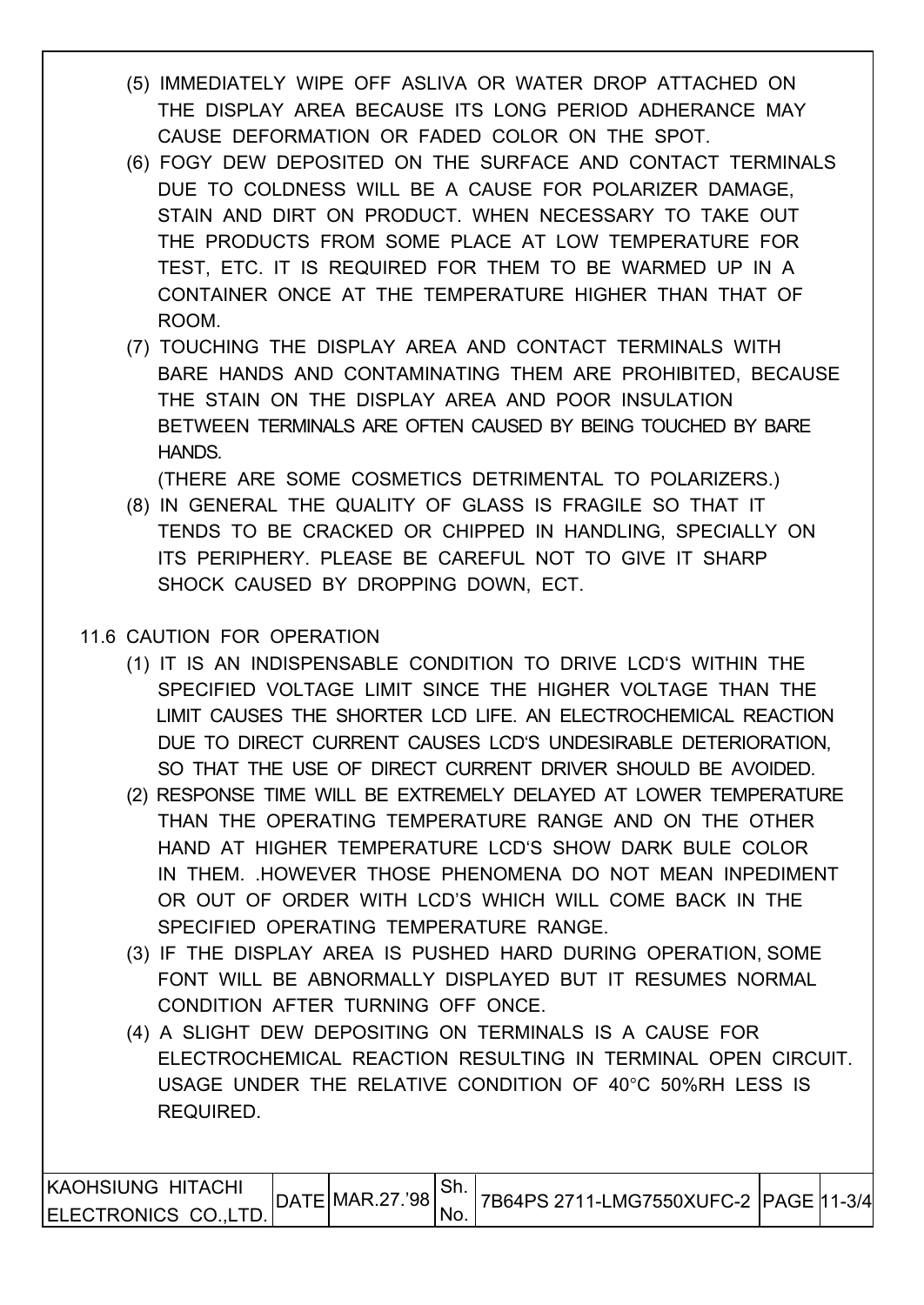(5) IMMEDIATELY WIPE OFF ASLIVA OR WATER DROP ATTACHED ON THE DISPLAY AREA BECAUSE ITS LONG PERIOD ADHERANCE MAY CAUSE DEFORMATION OR FADED COLOR ON THE SPOT.

(6) FOGY DEW DEPOSITED ON THE SURFACE AND CONTACT TERMINALS DUE TO COLDNESS WILL BE A CAUSE FOR POLARIZER DAMAGE, STAIN AND DIRT ON PRODUCT. WHEN NECESSARY TO TAKE OUT THE PRODUCTS FROM SOME PLACE AT LOW TEMPERATURE FOR TEST, ETC. IT IS REQUIRED FOR THEM TO BE WARMED UP IN A CONTAINER ONCE AT THE TEMPERATURE HIGHER THAN THAT OF ROOM.

(7) TOUCHING THE DISPLAY AREA AND CONTACT TERMINALS WITH BARE HANDS AND CONTAMINATING THEM ARE PROHIBITED, BECAUSE THE STAIN ON THE DISPLAY AREA AND POOR INSULATION BETWEEN TERMINALS ARE OFTEN CAUSED BY BEING TOUCHED BY BARE HANDS.

(THERE ARE SOME COSMETICS DETRIMENTAL TO POLARIZERS.)

(8) IN GENERAL THE QUALITY OF GLASS IS FRAGILE SO THAT IT TENDS TO BE CRACKED OR CHIPPED IN HANDLING, SPECIALLY ON ITS PERIPHERY. PLEASE BE CAREFUL NOT TO GIVE IT SHARP SHOCK CAUSED BY DROPPING DOWN, ECT.

## 11.6 CAUTION FOR OPERATION

(1) IT IS AN INDISPENSABLE CONDITION TO DRIVE LCD'S WITHIN THE SPECIFIED VOLTAGE LIMIT SINCE THE HIGHER VOLTAGE THAN THE LIMIT CAUSES THE SHORTER LCD LIFE. AN ELECTROCHEMICAL REACTION DUE TO DIRECT CURRENT CAUSES LCD'S UNDESIRABLE DETERIORATION, SO THAT THE USE OF DIRECT CURRENT DRIVER SHOULD BE AVOIDED.

(2) RESPONSE TIME WILL BE EXTREMELY DELAYED AT LOWER TEMPERATURE THAN THE OPERATING TEMPERATURE RANGE AND ON THE OTHER HAND AT HIGHER TEMPERATURE LCD'S SHOW DARK BULE COLOR IN THEM. .HOWEVER THOSE PHENOMENA DO NOT MEAN INPEDIMENT OR OUT OF ORDER WITH LCD'S WHICH WILL COME BACK IN THE SPECIFIED OPERATING TEMPERATURE RANGE.

(3) IF THE DISPLAY AREA IS PUSHED HARD DURING OPERATION, SOME FONT WILL BE ABNORMALLY DISPLAYED BUT IT RESUMES NORMAL CONDITION AFTER TURNING OFF ONCE.

(4) A SLIGHT DEW DEPOSITING ON TERMINALS IS A CAUSE FOR ELECTROCHEMICAL REACTION RESULTING IN TERMINAL OPEN CIRCUIT. USAGE UNDER THE RELATIVE CONDITION OF 40°C 50%RH LESS IS REQUIRED.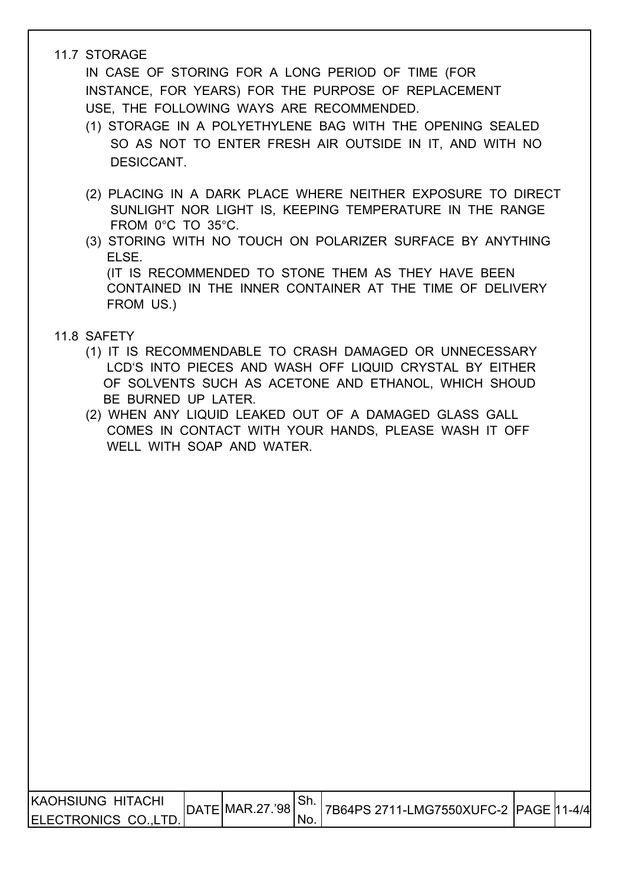## 11.7 STORAGE

IN CASE OF STORING FOR A LONG PERIOD OF TIME (FOR INSTANCE, FOR YEARS) FOR THE PURPOSE OF REPLACEMENT USE, THE FOLLOWING WAYS ARE RECOMMENDED.

(1) STORAGE IN A POLYETHYLENE BAG WITH THE OPENING SEALED SO AS NOT TO ENTER FRESH AIR OUTSIDE IN IT, AND WITH NO DESICCANT.

(2) PLACING IN A DARK PLACE WHERE NEITHER EXPOSURE TO DIRECT SUNLIGHT NOR LIGHT IS, KEEPING TEMPERATURE IN THE RANGE FROM 0°C TO 35°C.

(3) STORING WITH NO TOUCH ON POLARIZER SURFACE BY ANYTHING ELSE.
(IT IS RECOMMENDED TO STONE THEM AS THEY HAVE BEEN CONTAINED IN THE INNER CONTAINER AT THE TIME OF DELIVERY FROM US.)

## 11.8 SAFETY

(1) IT IS RECOMMENDABLE TO CRASH DAMAGED OR UNNECESSARY LCD'S INTO PIECES AND WASH OFF LIQUID CRYSTAL BY EITHER OF SOLVENTS SUCH AS ACETONE AND ETHANOL, WHICH SHOUD BE BURNED UP LATER.

(2) WHEN ANY LIQUID LEAKED OUT OF A DAMAGED GLASS GALL COMES IN CONTACT WITH YOUR HANDS, PLEASE WASH IT OFF WELL WITH SOAP AND WATER.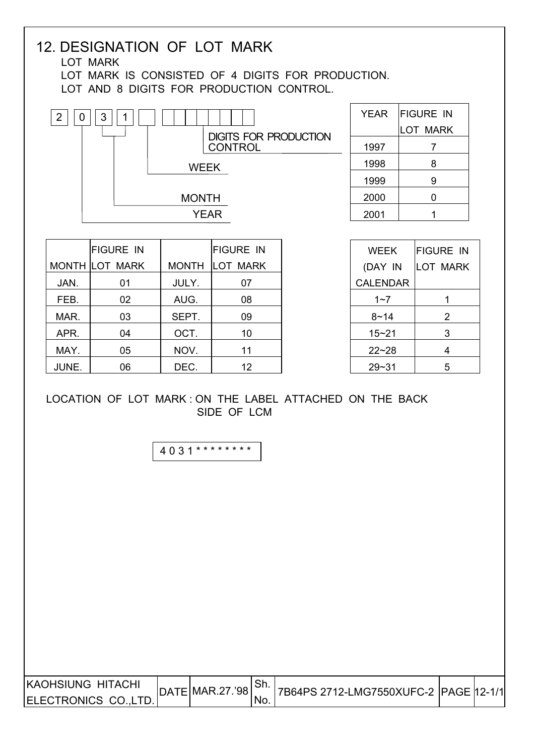# 12. DESIGNATION OF LOT MARK

LOT MARK

LOT MARK IS CONSISTED OF 4 DIGITS FOR PRODUCTION.
LOT AND 8 DIGITS FOR PRODUCTION CONTROL.

```
2 0 3 1 [ ] [ ][ ][ ][ ][ ][ ][ ][ ]
| └─┬─┘  |   DIGITS FOR PRODUCTION CONTROL
|   |    └── WEEK
|   └─────── MONTH
└─────────── YEAR
```

| YEAR | FIGURE IN LOT MARK |
|---|---|
| 1997 | 7 |
| 1998 | 8 |
| 1999 | 9 |
| 2000 | 0 |
| 2001 | 1 |

| MONTH | FIGURE IN LOT MARK | MONTH | FIGURE IN LOT MARK |
|---|---|---|---|
| JAN. | 01 | JULY. | 07 |
| FEB. | 02 | AUG. | 08 |
| MAR. | 03 | SEPT. | 09 |
| APR. | 04 | OCT. | 10 |
| MAY. | 05 | NOV. | 11 |
| JUNE. | 06 | DEC. | 12 |

| WEEK (DAY IN CALENDAR | FIGURE IN LOT MARK |
|---|---|
| 1~7 | 1 |
| 8~14 | 2 |
| 15~21 | 3 |
| 22~28 | 4 |
| 29~31 | 5 |

LOCATION OF LOT MARK : ON THE LABEL ATTACHED ON THE BACK SIDE OF LCM

```
4031********
```

| KAOHSIUNG HITACHI ELECTRONICS CO.,LTD. | DATE | MAR.27.'98 | Sh. No. | 7B64PS 2712-LMG7550XUFC-2 | PAGE | 12-1/1 |
|---|---|---|---|---|---|---|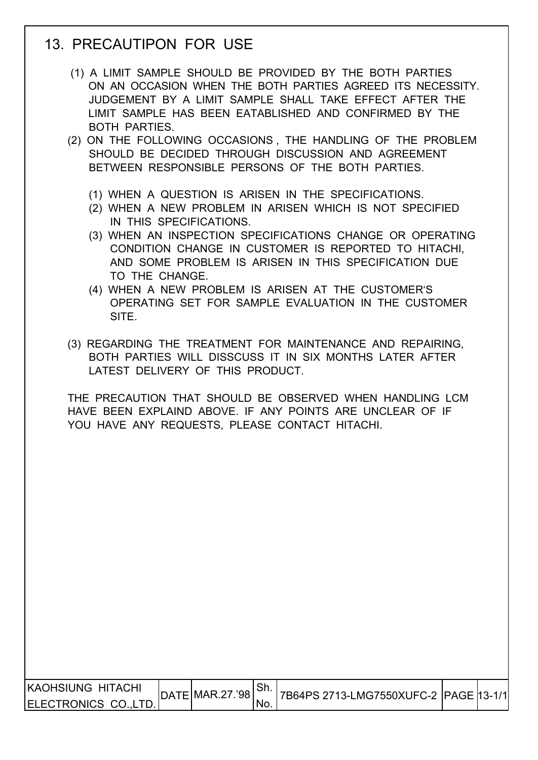## 13. PRECAUTIPON FOR USE

(1) A LIMIT SAMPLE SHOULD BE PROVIDED BY THE BOTH PARTIES ON AN OCCASION WHEN THE BOTH PARTIES AGREED ITS NECESSITY. JUDGEMENT BY A LIMIT SAMPLE SHALL TAKE EFFECT AFTER THE LIMIT SAMPLE HAS BEEN EATABLISHED AND CONFIRMED BY THE BOTH PARTIES.

(2) ON THE FOLLOWING OCCASIONS , THE HANDLING OF THE PROBLEM SHOULD BE DECIDED THROUGH DISCUSSION AND AGREEMENT BETWEEN RESPONSIBLE PERSONS OF THE BOTH PARTIES.

   (1) WHEN A QUESTION IS ARISEN IN THE SPECIFICATIONS.
   (2) WHEN A NEW PROBLEM IN ARISEN WHICH IS NOT SPECIFIED IN THIS SPECIFICATIONS.
   (3) WHEN AN INSPECTION SPECIFICATIONS CHANGE OR OPERATING CONDITION CHANGE IN CUSTOMER IS REPORTED TO HITACHI, AND SOME PROBLEM IS ARISEN IN THIS SPECIFICATION DUE TO THE CHANGE.
   (4) WHEN A NEW PROBLEM IS ARISEN AT THE CUSTOMER'S OPERATING SET FOR SAMPLE EVALUATION IN THE CUSTOMER SITE.

(3) REGARDING THE TREATMENT FOR MAINTENANCE AND REPAIRING, BOTH PARTIES WILL DISSCUSS IT IN SIX MONTHS LATER AFTER LATEST DELIVERY OF THIS PRODUCT.

THE PRECAUTION THAT SHOULD BE OBSERVED WHEN HANDLING LCM HAVE BEEN EXPLAIND ABOVE. IF ANY POINTS ARE UNCLEAR OF IF YOU HAVE ANY REQUESTS, PLEASE CONTACT HITACHI.